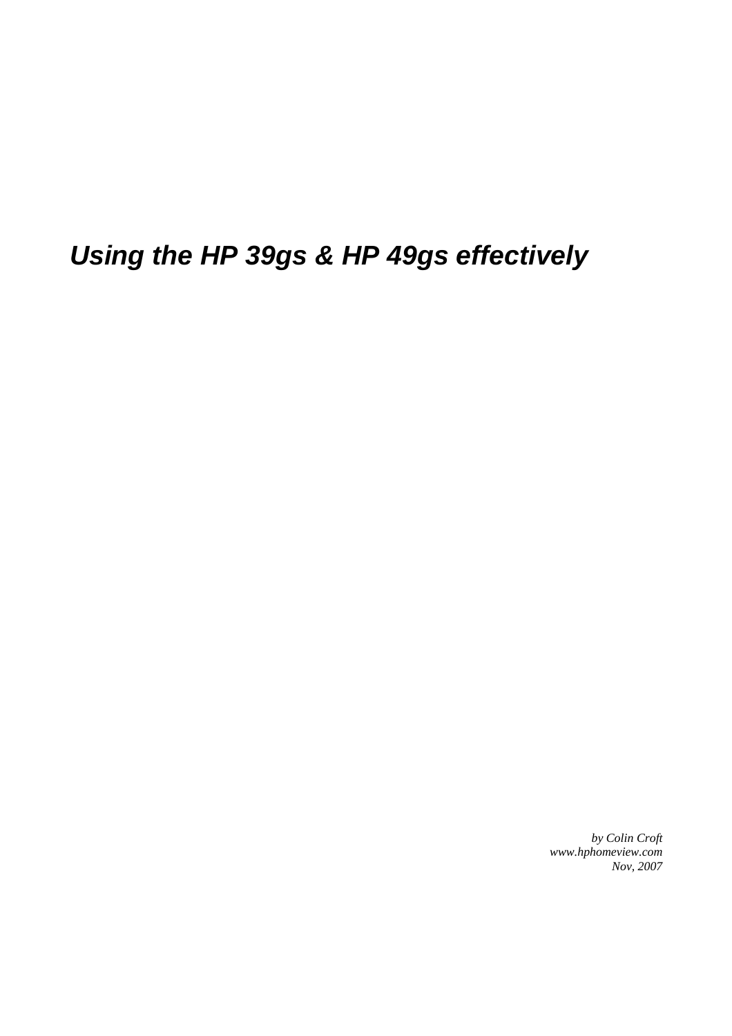# *Using the HP 39gs & HP 49gs effectively*

*by Colin Croft*
*www.hphomeview.com*
*Nov, 2007*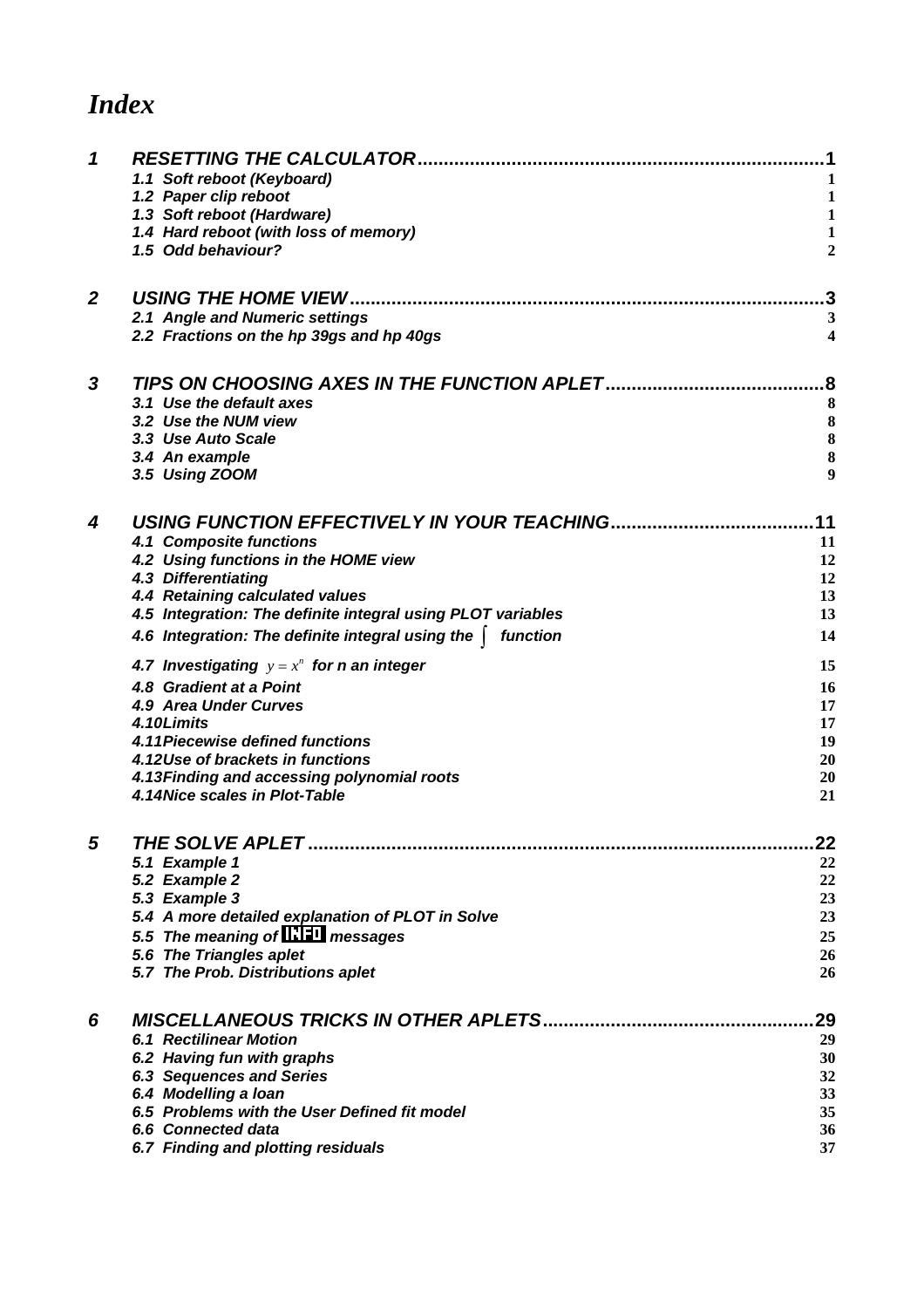# *Index*

| | | |
|---|---|---|
| **1** | ***RESETTING THE CALCULATOR*** | **1** |
| | *1.1 Soft reboot (Keyboard)* | 1 |
| | *1.2 Paper clip reboot* | 1 |
| | *1.3 Soft reboot (Hardware)* | 1 |
| | *1.4 Hard reboot (with loss of memory)* | 1 |
| | *1.5 Odd behaviour?* | 2 |
| **2** | ***USING THE HOME VIEW*** | **3** |
| | *2.1 Angle and Numeric settings* | 3 |
| | *2.2 Fractions on the hp 39gs and hp 40gs* | 4 |
| **3** | ***TIPS ON CHOOSING AXES IN THE FUNCTION APLET*** | **8** |
| | *3.1 Use the default axes* | 8 |
| | *3.2 Use the NUM view* | 8 |
| | *3.3 Use Auto Scale* | 8 |
| | *3.4 An example* | 8 |
| | *3.5 Using ZOOM* | 9 |
| **4** | ***USING FUNCTION EFFECTIVELY IN YOUR TEACHING*** | **11** |
| | *4.1 Composite functions* | 11 |
| | *4.2 Using functions in the HOME view* | 12 |
| | *4.3 Differentiating* | 12 |
| | *4.4 Retaining calculated values* | 13 |
| | *4.5 Integration: The definite integral using PLOT variables* | 13 |
| | *4.6 Integration: The definite integral using the $\int$ function* | 14 |
| | *4.7 Investigating $y = x^n$ for n an integer* | 15 |
| | *4.8 Gradient at a Point* | 16 |
| | *4.9 Area Under Curves* | 17 |
| | *4.10Limits* | 17 |
| | *4.11Piecewise defined functions* | 19 |
| | *4.12Use of brackets in functions* | 20 |
| | *4.13Finding and accessing polynomial roots* | 20 |
| | *4.14Nice scales in Plot-Table* | 21 |
| **5** | ***THE SOLVE APLET*** | **22** |
| | *5.1 Example 1* | 22 |
| | *5.2 Example 2* | 22 |
| | *5.3 Example 3* | 23 |
| | *5.4 A more detailed explanation of PLOT in Solve* | 23 |
| | *5.5 The meaning of INFO messages* | 25 |
| | *5.6 The Triangles aplet* | 26 |
| | *5.7 The Prob. Distributions aplet* | 26 |
| **6** | ***MISCELLANEOUS TRICKS IN OTHER APLETS*** | **29** |
| | *6.1 Rectilinear Motion* | 29 |
| | *6.2 Having fun with graphs* | 30 |
| | *6.3 Sequences and Series* | 32 |
| | *6.4 Modelling a loan* | 33 |
| | *6.5 Problems with the User Defined fit model* | 35 |
| | *6.6 Connected data* | 36 |
| | *6.7 Finding and plotting residuals* | 37 |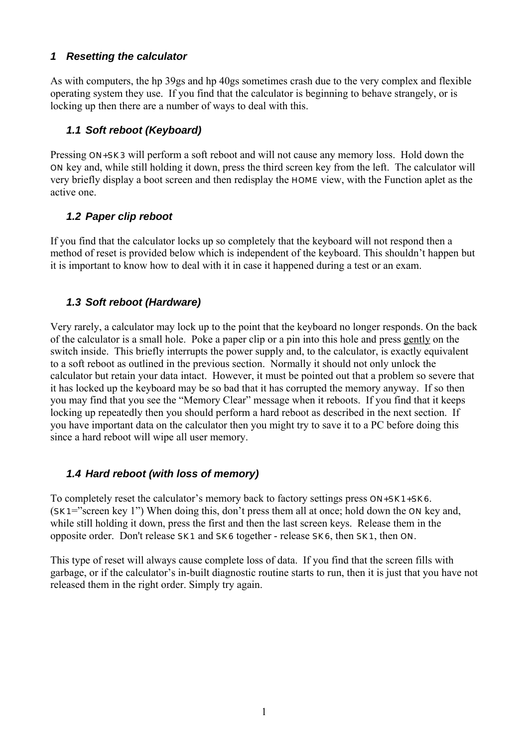## 1 Resetting the calculator

As with computers, the hp 39gs and hp 40gs sometimes crash due to the very complex and flexible operating system they use. If you find that the calculator is beginning to behave strangely, or is locking up then there are a number of ways to deal with this.

### 1.1 Soft reboot (Keyboard)

Pressing ON+SK3 will perform a soft reboot and will not cause any memory loss. Hold down the ON key and, while still holding it down, press the third screen key from the left. The calculator will very briefly display a boot screen and then redisplay the HOME view, with the Function aplet as the active one.

### 1.2 Paper clip reboot

If you find that the calculator locks up so completely that the keyboard will not respond then a method of reset is provided below which is independent of the keyboard. This shouldn't happen but it is important to know how to deal with it in case it happened during a test or an exam.

### 1.3 Soft reboot (Hardware)

Very rarely, a calculator may lock up to the point that the keyboard no longer responds. On the back of the calculator is a small hole. Poke a paper clip or a pin into this hole and press gently on the switch inside. This briefly interrupts the power supply and, to the calculator, is exactly equivalent to a soft reboot as outlined in the previous section. Normally it should not only unlock the calculator but retain your data intact. However, it must be pointed out that a problem so severe that it has locked up the keyboard may be so bad that it has corrupted the memory anyway. If so then you may find that you see the "Memory Clear" message when it reboots. If you find that it keeps locking up repeatedly then you should perform a hard reboot as described in the next section. If you have important data on the calculator then you might try to save it to a PC before doing this since a hard reboot will wipe all user memory.

### 1.4 Hard reboot (with loss of memory)

To completely reset the calculator's memory back to factory settings press ON+SK1+SK6. (SK1="screen key 1") When doing this, don't press them all at once; hold down the ON key and, while still holding it down, press the first and then the last screen keys. Release them in the opposite order. Don't release SK1 and SK6 together - release SK6, then SK1, then ON.

This type of reset will always cause complete loss of data. If you find that the screen fills with garbage, or if the calculator's in-built diagnostic routine starts to run, then it is just that you have not released them in the right order. Simply try again.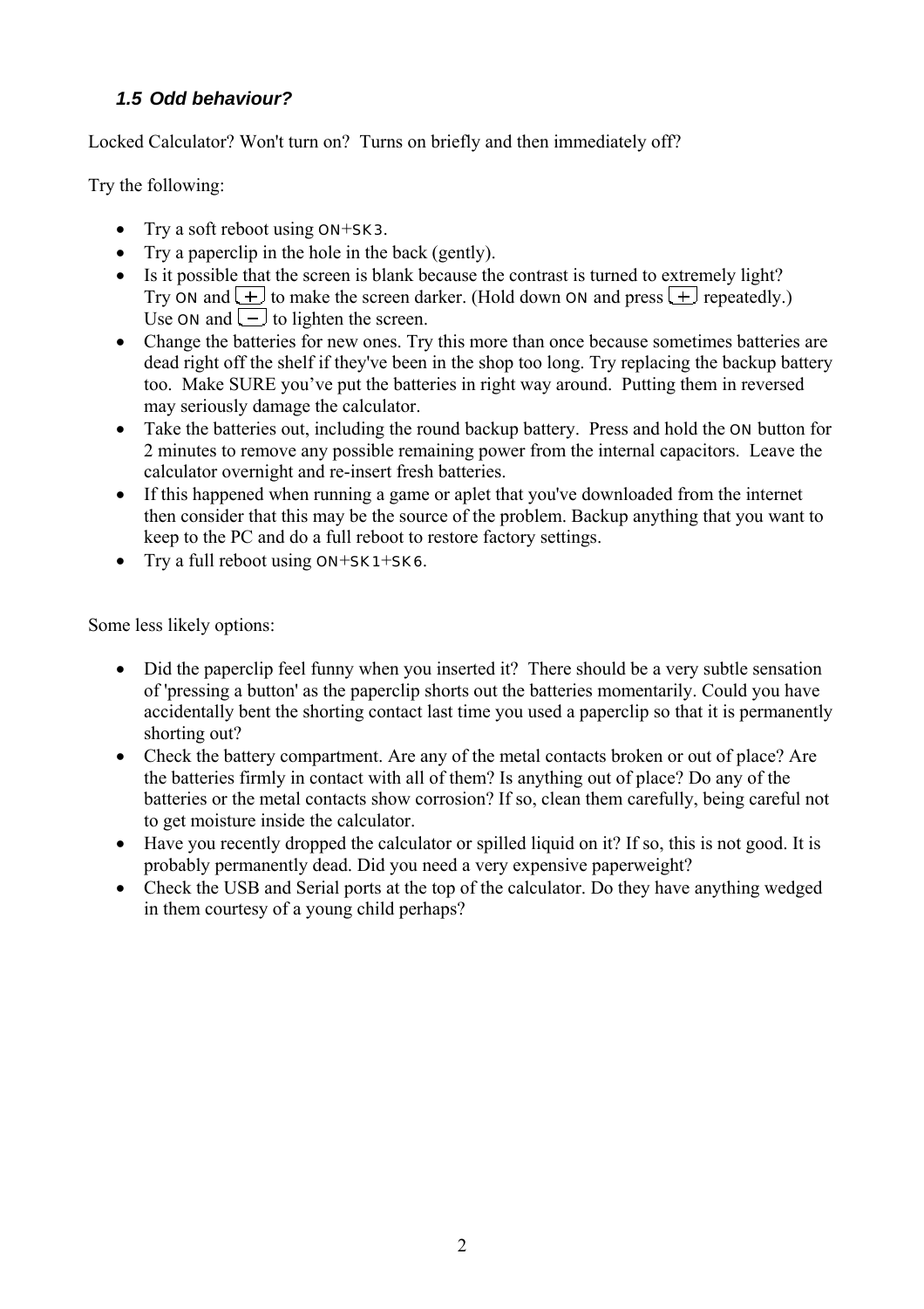### 1.5 *Odd behaviour?*

Locked Calculator? Won't turn on? Turns on briefly and then immediately off?

Try the following:

- Try a soft reboot using ON+SK3.
- Try a paperclip in the hole in the back (gently).
- Is it possible that the screen is blank because the contrast is turned to extremely light? Try ON and + to make the screen darker. (Hold down ON and press + repeatedly.) Use ON and − to lighten the screen.
- Change the batteries for new ones. Try this more than once because sometimes batteries are dead right off the shelf if they've been in the shop too long. Try replacing the backup battery too. Make SURE you've put the batteries in right way around. Putting them in reversed may seriously damage the calculator.
- Take the batteries out, including the round backup battery. Press and hold the ON button for 2 minutes to remove any possible remaining power from the internal capacitors. Leave the calculator overnight and re-insert fresh batteries.
- If this happened when running a game or aplet that you've downloaded from the internet then consider that this may be the source of the problem. Backup anything that you want to keep to the PC and do a full reboot to restore factory settings.
- Try a full reboot using ON+SK1+SK6.

Some less likely options:

- Did the paperclip feel funny when you inserted it? There should be a very subtle sensation of 'pressing a button' as the paperclip shorts out the batteries momentarily. Could you have accidentally bent the shorting contact last time you used a paperclip so that it is permanently shorting out?
- Check the battery compartment. Are any of the metal contacts broken or out of place? Are the batteries firmly in contact with all of them? Is anything out of place? Do any of the batteries or the metal contacts show corrosion? If so, clean them carefully, being careful not to get moisture inside the calculator.
- Have you recently dropped the calculator or spilled liquid on it? If so, this is not good. It is probably permanently dead. Did you need a very expensive paperweight?
- Check the USB and Serial ports at the top of the calculator. Do they have anything wedged in them courtesy of a young child perhaps?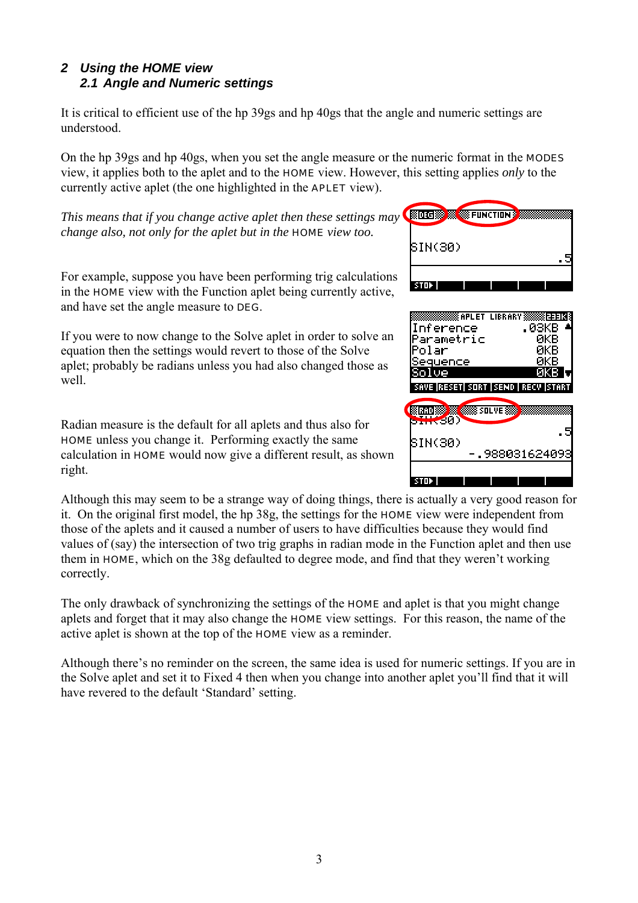## 2 Using the HOME view

### 2.1 Angle and Numeric settings

It is critical to efficient use of the hp 39gs and hp 40gs that the angle and numeric settings are understood.

On the hp 39gs and hp 40gs, when you set the angle measure or the numeric format in the MODES view, it applies both to the aplet and to the HOME view. However, this setting applies *only* to the currently active aplet (the one highlighted in the APLET view).

*This means that if you change active aplet then these settings may change also, not only for the aplet but in the HOME view too.*

For example, suppose you have been performing trig calculations in the HOME view with the Function aplet being currently active, and have set the angle measure to DEG.

If you were to now change to the Solve aplet in order to solve an equation then the settings would revert to those of the Solve aplet; probably be radians unless you had also changed those as well.

Radian measure is the default for all aplets and thus also for HOME unless you change it. Performing exactly the same calculation in HOME would now give a different result, as shown right.

Although this may seem to be a strange way of doing things, there is actually a very good reason for it. On the original first model, the hp 38g, the settings for the HOME view were independent from those of the aplets and it caused a number of users to have difficulties because they would find values of (say) the intersection of two trig graphs in radian mode in the Function aplet and then use them in HOME, which on the 38g defaulted to degree mode, and find that they weren't working correctly.

The only drawback of synchronizing the settings of the HOME and aplet is that you might change aplets and forget that it may also change the HOME view settings. For this reason, the name of the active aplet is shown at the top of the HOME view as a reminder.

Although there's no reminder on the screen, the same idea is used for numeric settings. If you are in the Solve aplet and set it to Fixed 4 then when you change into another aplet you'll find that it will have revered to the default 'Standard' setting.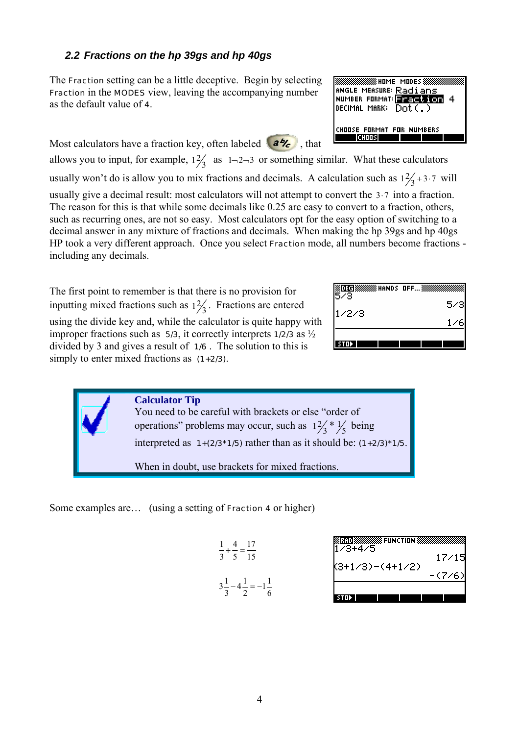### 2.2 Fractions on the hp 39gs and hp 40gs

The Fraction setting can be a little deceptive. Begin by selecting Fraction in the MODES view, leaving the accompanying number as the default value of 4.

```
HOME MODES
ANGLE MEASURE: Radians
NUMBER FORMAT: Fraction 4
DECIMAL MARK: Dot(.)

CHOOSE FORMAT FOR NUMBERS
CHOOS
```

Most calculators have a fraction key, often labeled $a^b/_c$, that allows you to input, for example, $1\frac{2}{3}$ as 1¬2¬3 or something similar. What these calculators usually won't do is allow you to mix fractions and decimals. A calculation such as $1\frac{2}{3} + 3{\cdot}7$ will usually give a decimal result: most calculators will not attempt to convert the $3{\cdot}7$ into a fraction. The reason for this is that while some decimals like 0.25 are easy to convert to a fraction, others, such as recurring ones, are not so easy. Most calculators opt for the easy option of switching to a decimal answer in any mixture of fractions and decimals. When making the hp 39gs and hp 40gs HP took a very different approach. Once you select Fraction mode, all numbers become fractions - including any decimals.

The first point to remember is that there is no provision for inputting mixed fractions such as $1\frac{2}{3}$. Fractions are entered using the divide key and, while the calculator is quite happy with improper fractions such as 5/3, it correctly interprets 1/2/3 as ½ divided by 3 and gives a result of 1/6. The solution to this is simply to enter mixed fractions as (1+2/3).

```
DEG   HANDS OFF...
5/3
                5/3
1/2/3
                1/6
STO▶
```

> **Calculator Tip**
>
> You need to be careful with brackets or else "order of operations" problems may occur, such as $1\frac{2}{3} * \frac{1}{5}$ being interpreted as 1+(2/3*1/5) rather than as it should be: (1+2/3)*1/5.
>
> When in doubt, use brackets for mixed fractions.

Some examples are… (using a setting of Fraction 4 or higher)

$$\frac{1}{3} + \frac{4}{5} = \frac{17}{15}$$

$$3\frac{1}{3} - 4\frac{1}{2} = -1\frac{1}{6}$$

```
RAD   FUNCTION
1/3+4/5
                17/15
(3+1/3)-(4+1/2)
                -(7/6)
STO▶
```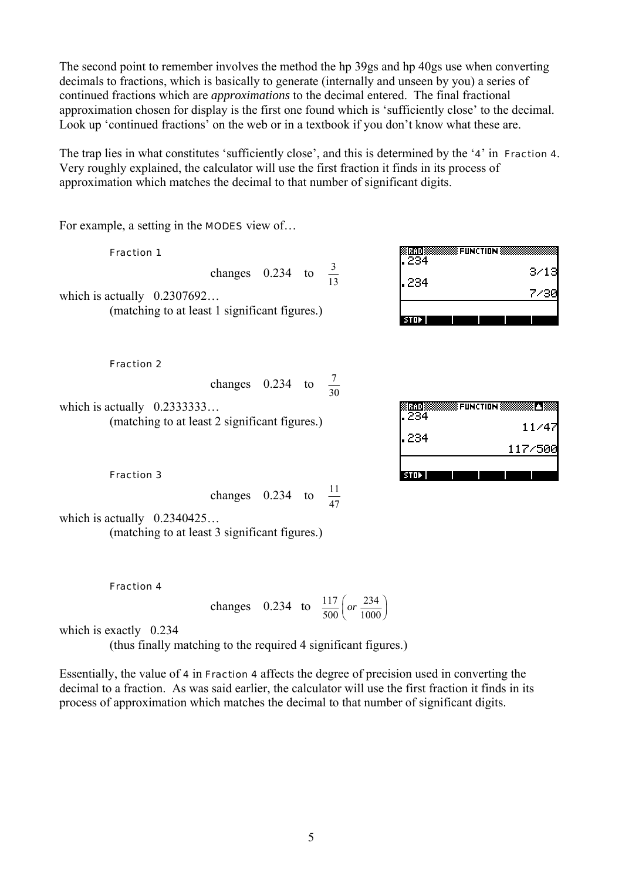The second point to remember involves the method the hp 39gs and hp 40gs use when converting decimals to fractions, which is basically to generate (internally and unseen by you) a series of continued fractions which are *approximations* to the decimal entered. The final fractional approximation chosen for display is the first one found which is 'sufficiently close' to the decimal. Look up 'continued fractions' on the web or in a textbook if you don't know what these are.

The trap lies in what constitutes 'sufficiently close', and this is determined by the '4' in Fraction 4. Very roughly explained, the calculator will use the first fraction it finds in its process of approximation which matches the decimal to that number of significant digits.

For example, a setting in the MODES view of…

Fraction 1

changes 0.234 to $\frac{3}{13}$

which is actually 0.2307692…
(matching to at least 1 significant figures.)

Fraction 2

changes 0.234 to $\frac{7}{30}$

which is actually 0.2333333…
(matching to at least 2 significant figures.)

Fraction 3

changes 0.234 to $\frac{11}{47}$

which is actually 0.2340425…
(matching to at least 3 significant figures.)

Fraction 4

changes 0.234 to $\frac{117}{500}\left(or\ \frac{234}{1000}\right)$

which is exactly 0.234
(thus finally matching to the required 4 significant figures.)

Essentially, the value of 4 in Fraction 4 affects the degree of precision used in converting the decimal to a fraction. As was said earlier, the calculator will use the first fraction it finds in its process of approximation which matches the decimal to that number of significant digits.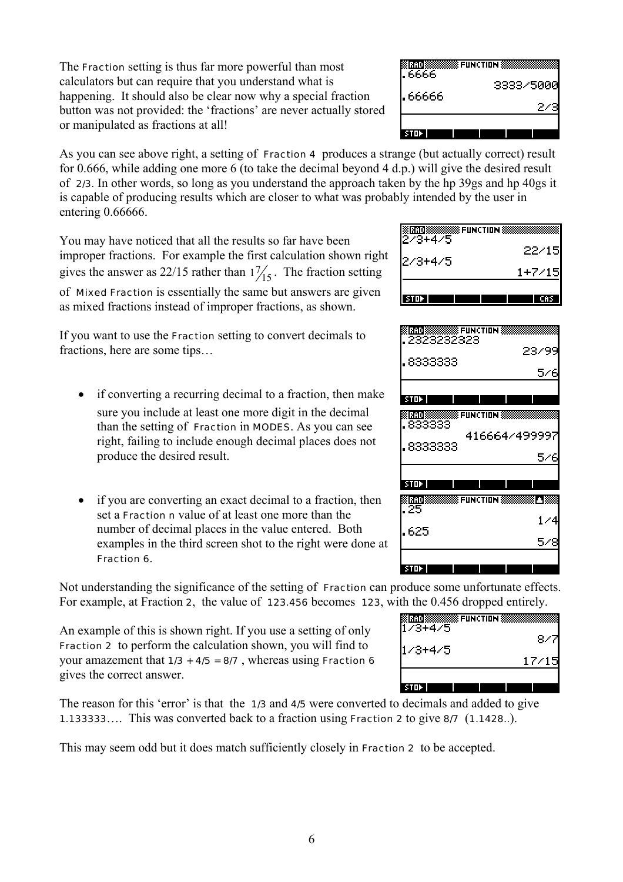The Fraction setting is thus far more powerful than most calculators but can require that you understand what is happening. It should also be clear now why a special fraction button was not provided: the 'fractions' are never actually stored or manipulated as fractions at all!

As you can see above right, a setting of Fraction 4 produces a strange (but actually correct) result for 0.666, while adding one more 6 (to take the decimal beyond 4 d.p.) will give the desired result of 2/3. In other words, so long as you understand the approach taken by the hp 39gs and hp 40gs it is capable of producing results which are closer to what was probably intended by the user in entering 0.66666.

You may have noticed that all the results so far have been improper fractions. For example the first calculation shown right gives the answer as 22/15 rather than $1\frac{7}{15}$. The fraction setting of Mixed Fraction is essentially the same but answers are given as mixed fractions instead of improper fractions, as shown.

If you want to use the Fraction setting to convert decimals to fractions, here are some tips…

- if converting a recurring decimal to a fraction, then make sure you include at least one more digit in the decimal than the setting of Fraction in MODES. As you can see right, failing to include enough decimal places does not produce the desired result.

- if you are converting an exact decimal to a fraction, then set a Fraction n value of at least one more than the number of decimal places in the value entered. Both examples in the third screen shot to the right were done at Fraction 6.

Not understanding the significance of the setting of Fraction can produce some unfortunate effects. For example, at Fraction 2, the value of 123.456 becomes 123, with the 0.456 dropped entirely.

An example of this is shown right. If you use a setting of only Fraction 2 to perform the calculation shown, you will find to your amazement that 1/3 + 4/5 = 8/7 , whereas using Fraction 6 gives the correct answer.

The reason for this 'error' is that the 1/3 and 4/5 were converted to decimals and added to give 1.133333…. This was converted back to a fraction using Fraction 2 to give 8/7 (1.1428..).

This may seem odd but it does match sufficiently closely in Fraction 2 to be accepted.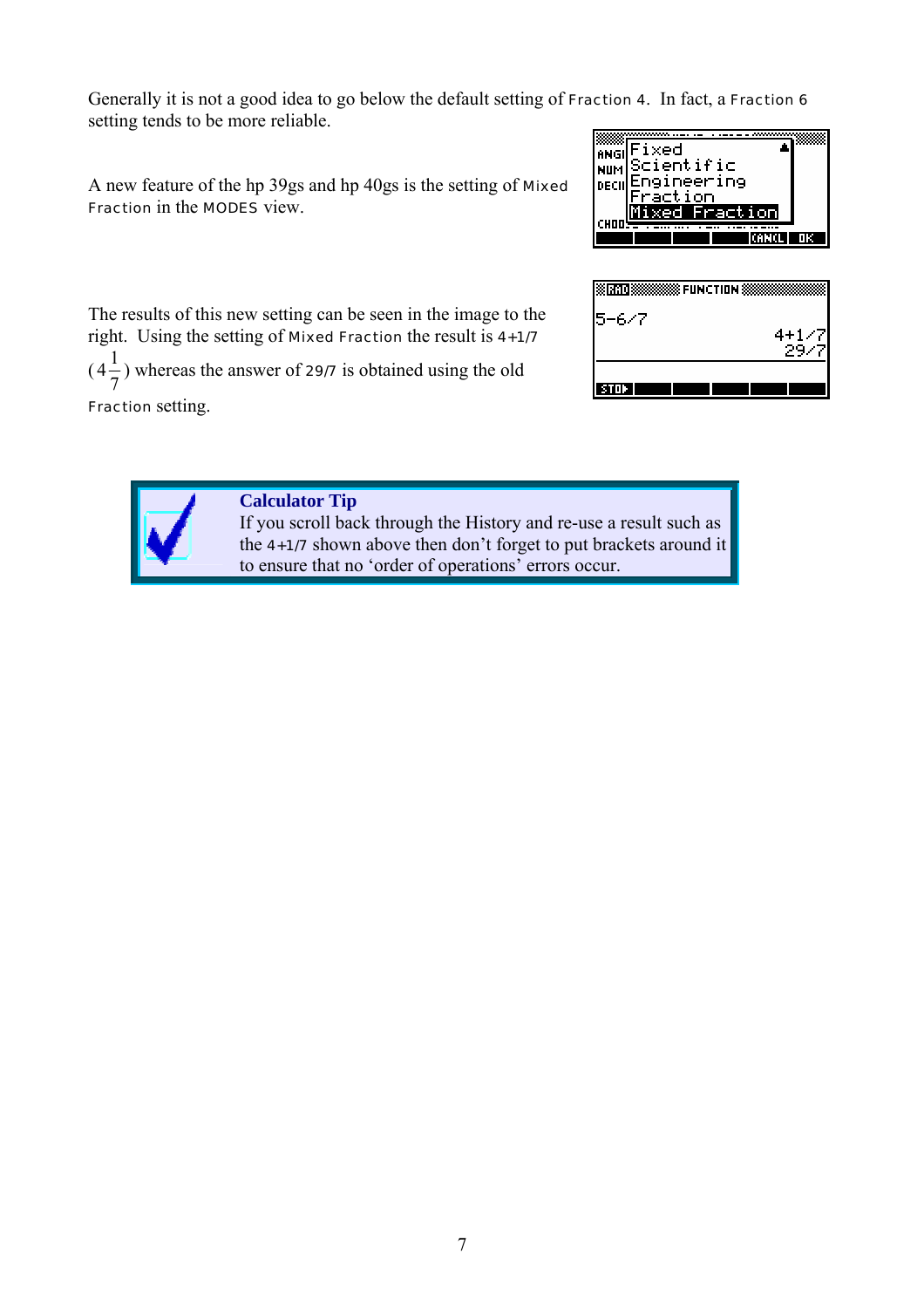Generally it is not a good idea to go below the default setting of Fraction 4. In fact, a Fraction 6 setting tends to be more reliable.

A new feature of the hp 39gs and hp 40gs is the setting of Mixed Fraction in the MODES view.

The results of this new setting can be seen in the image to the right. Using the setting of Mixed Fraction the result is 4+1/7 ($4\frac{1}{7}$) whereas the answer of 29/7 is obtained using the old Fraction setting.

**Calculator Tip**

If you scroll back through the History and re-use a result such as the 4+1/7 shown above then don't forget to put brackets around it to ensure that no 'order of operations' errors occur.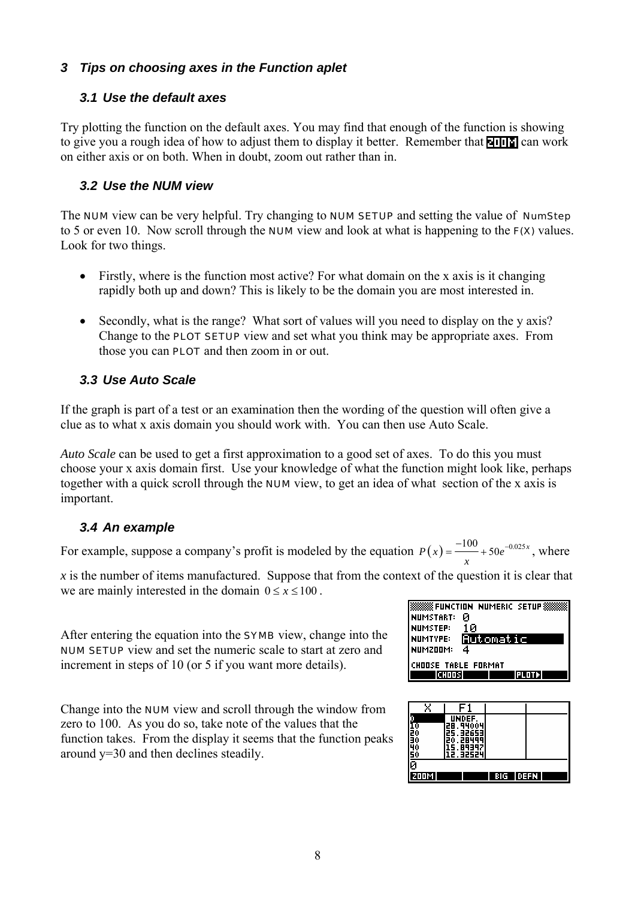## 3 Tips on choosing axes in the Function aplet

### 3.1 Use the default axes

Try plotting the function on the default axes. You may find that enough of the function is showing to give you a rough idea of how to adjust them to display it better. Remember that ZOOM can work on either axis or on both. When in doubt, zoom out rather than in.

### 3.2 Use the NUM view

The NUM view can be very helpful. Try changing to NUM SETUP and setting the value of NumStep to 5 or even 10. Now scroll through the NUM view and look at what is happening to the F(X) values. Look for two things.

- Firstly, where is the function most active? For what domain on the x axis is it changing rapidly both up and down? This is likely to be the domain you are most interested in.
- Secondly, what is the range? What sort of values will you need to display on the y axis? Change to the PLOT SETUP view and set what you think may be appropriate axes. From those you can PLOT and then zoom in or out.

### 3.3 Use Auto Scale

If the graph is part of a test or an examination then the wording of the question will often give a clue as to what x axis domain you should work with. You can then use Auto Scale.

*Auto Scale* can be used to get a first approximation to a good set of axes. To do this you must choose your x axis domain first. Use your knowledge of what the function might look like, perhaps together with a quick scroll through the NUM view, to get an idea of what section of the x axis is important.

### 3.4 An example

For example, suppose a company's profit is modeled by the equation $P(x) = \frac{-100}{x} + 50e^{-0.025x}$, where $x$ is the number of items manufactured. Suppose that from the context of the question it is clear that we are mainly interested in the domain $0 \le x \le 100$.

After entering the equation into the SYMB view, change into the NUM SETUP view and set the numeric scale to start at zero and increment in steps of 10 (or 5 if you want more details).

```
FUNCTION NUMERIC SETUP
NUMSTART: 0
NUMSTEP:  10
NUMTYPE:  Automatic
NUMZOOM:  4
CHOOSE TABLE FORMAT
      CHOOS          PLOT▸
```

Change into the NUM view and scroll through the window from zero to 100. As you do so, take note of the values that the function takes. From the display it seems that the function peaks around y=30 and then declines steadily.

| X | F1 |
|---|---|
| 0 | UNDEF. |
| 10 | 28.94004 |
| 20 | 25.32653 |
| 30 | 20.28499 |
| 40 | 15.89397 |
| 50 | 12.32524 |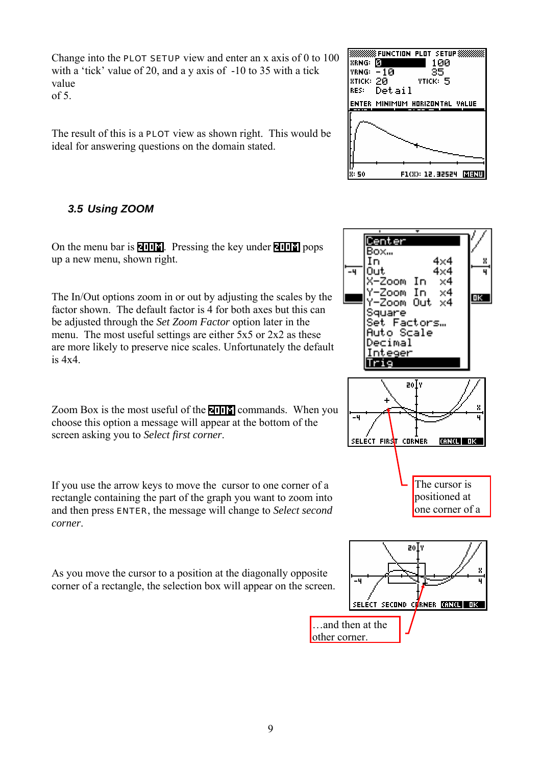Change into the PLOT SETUP view and enter an x axis of 0 to 100 with a 'tick' value of 20, and a y axis of -10 to 35 with a tick value of 5.

The result of this is a PLOT view as shown right. This would be ideal for answering questions on the domain stated.

### 3.5 Using ZOOM

On the menu bar is ZOOM. Pressing the key under ZOOM pops up a new menu, shown right.

The In/Out options zoom in or out by adjusting the scales by the factor shown. The default factor is 4 for both axes but this can be adjusted through the *Set Zoom Factor* option later in the menu. The most useful settings are either 5x5 or 2x2 as these are more likely to preserve nice scales. Unfortunately the default is 4x4.

Zoom Box is the most useful of the ZOOM commands. When you choose this option a message will appear at the bottom of the screen asking you to *Select first corner*.

The cursor is positioned at one corner of a

If you use the arrow keys to move the cursor to one corner of a rectangle containing the part of the graph you want to zoom into and then press ENTER, the message will change to *Select second corner*.

As you move the cursor to a position at the diagonally opposite corner of a rectangle, the selection box will appear on the screen.

…and then at the other corner.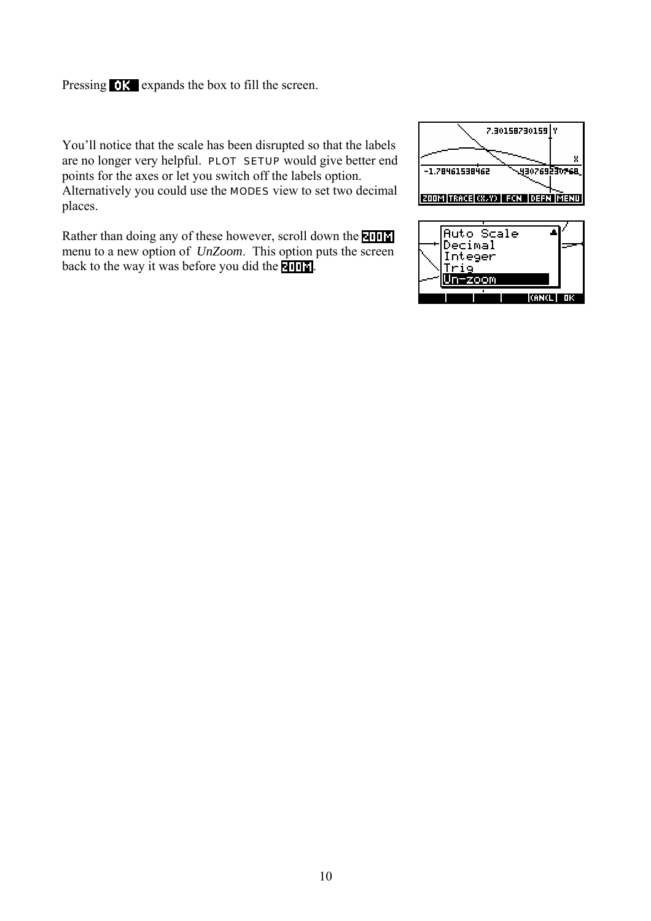Pressing **OK** expands the box to fill the screen.

You'll notice that the scale has been disrupted so that the labels are no longer very helpful. PLOT SETUP would give better end points for the axes or let you switch off the labels option. Alternatively you could use the MODES view to set two decimal places.

Rather than doing any of these however, scroll down the **ZOOM** menu to a new option of *UnZoom*. This option puts the screen back to the way it was before you did the **ZOOM**.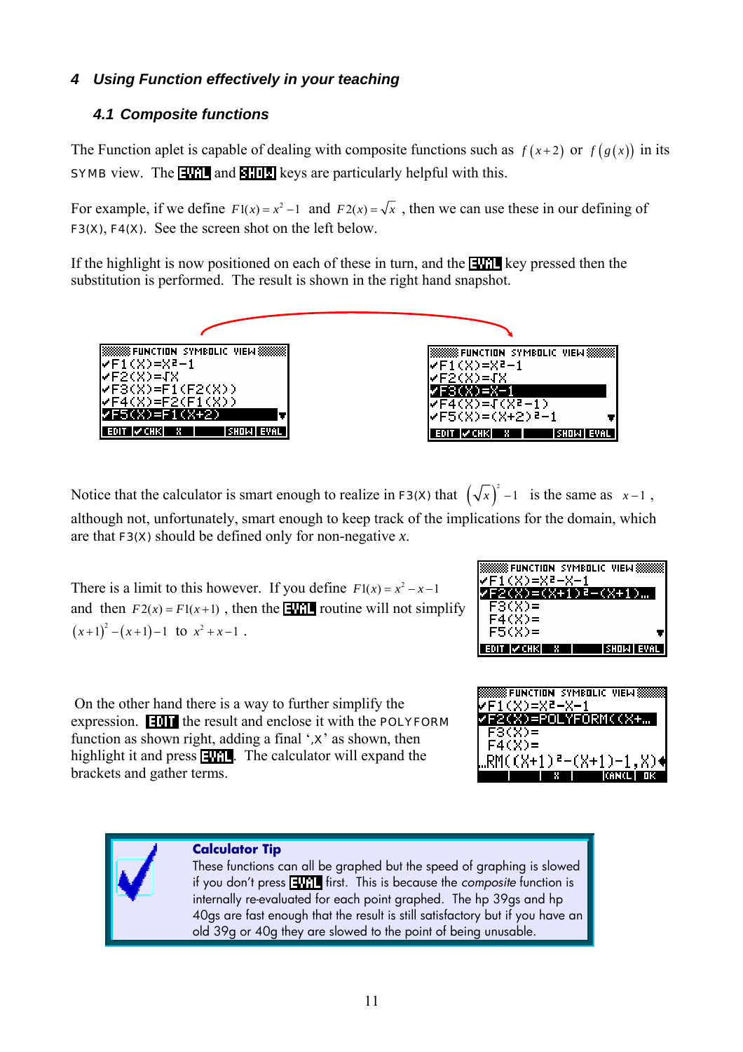## 4 Using Function effectively in your teaching

### 4.1 Composite functions

The Function aplet is capable of dealing with composite functions such as $f(x+2)$ or $f(g(x))$ in its SYMB view. The EVAL and SHOW keys are particularly helpful with this.

For example, if we define $F1(x) = x^2 - 1$ and $F2(x) = \sqrt{x}$ , then we can use these in our defining of F3(X), F4(X). See the screen shot on the left below.

If the highlight is now positioned on each of these in turn, and the EVAL key pressed then the substitution is performed. The result is shown in the right hand snapshot.

Notice that the calculator is smart enough to realize in F3(X) that $\left(\sqrt{x}\right)^2 - 1$ is the same as $x-1$ , although not, unfortunately, smart enough to keep track of the implications for the domain, which are that F3(X) should be defined only for non-negative *x*.

There is a limit to this however. If you define $F1(x) = x^2 - x - 1$ and then $F2(x) = F1(x+1)$ , then the EVAL routine will not simplify $(x+1)^2 - (x+1) - 1$ to $x^2 + x - 1$ .

On the other hand there is a way to further simplify the expression. EDIT the result and enclose it with the POLYFORM function as shown right, adding a final ',X' as shown, then highlight it and press EVAL. The calculator will expand the brackets and gather terms.

> **Calculator Tip**
>
> These functions can all be graphed but the speed of graphing is slowed if you don't press EVAL first. This is because the *composite* function is internally re-evaluated for each point graphed. The hp 39gs and hp 40gs are fast enough that the result is still satisfactory but if you have an old 39g or 40g they are slowed to the point of being unusable.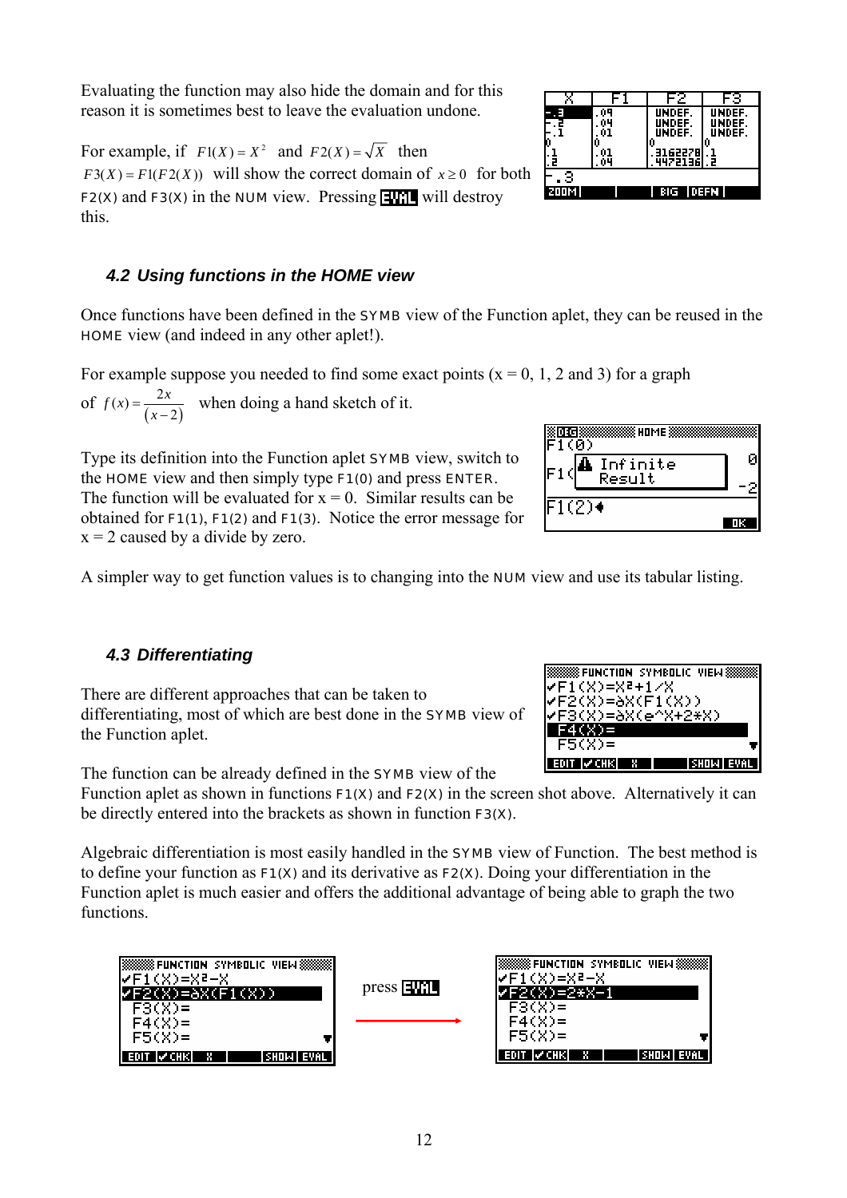Evaluating the function may also hide the domain and for this reason it is sometimes best to leave the evaluation undone.

For example, if $F1(X) = X^2$ and $F2(X) = \sqrt{X}$ then $F3(X) = F1(F2(X))$ will show the correct domain of $x \geq 0$ for both F2(X) and F3(X) in the NUM view. Pressing **EVAL** will destroy this.

### 4.2 Using functions in the HOME view

Once functions have been defined in the SYMB view of the Function aplet, they can be reused in the HOME view (and indeed in any other aplet!).

For example suppose you needed to find some exact points (x = 0, 1, 2 and 3) for a graph of $f(x) = \frac{2x}{(x-2)}$ when doing a hand sketch of it.

Type its definition into the Function aplet SYMB view, switch to the HOME view and then simply type F1(0) and press ENTER. The function will be evaluated for x = 0. Similar results can be obtained for F1(1), F1(2) and F1(3). Notice the error message for x = 2 caused by a divide by zero.

A simpler way to get function values is to changing into the NUM view and use its tabular listing.

### 4.3 Differentiating

There are different approaches that can be taken to differentiating, most of which are best done in the SYMB view of the Function aplet.

The function can be already defined in the SYMB view of the Function aplet as shown in functions F1(X) and F2(X) in the screen shot above. Alternatively it can be directly entered into the brackets as shown in function F3(X).

Algebraic differentiation is most easily handled in the SYMB view of Function. The best method is to define your function as F1(X) and its derivative as F2(X). Doing your differentiation in the Function aplet is much easier and offers the additional advantage of being able to graph the two functions.

press **EVAL**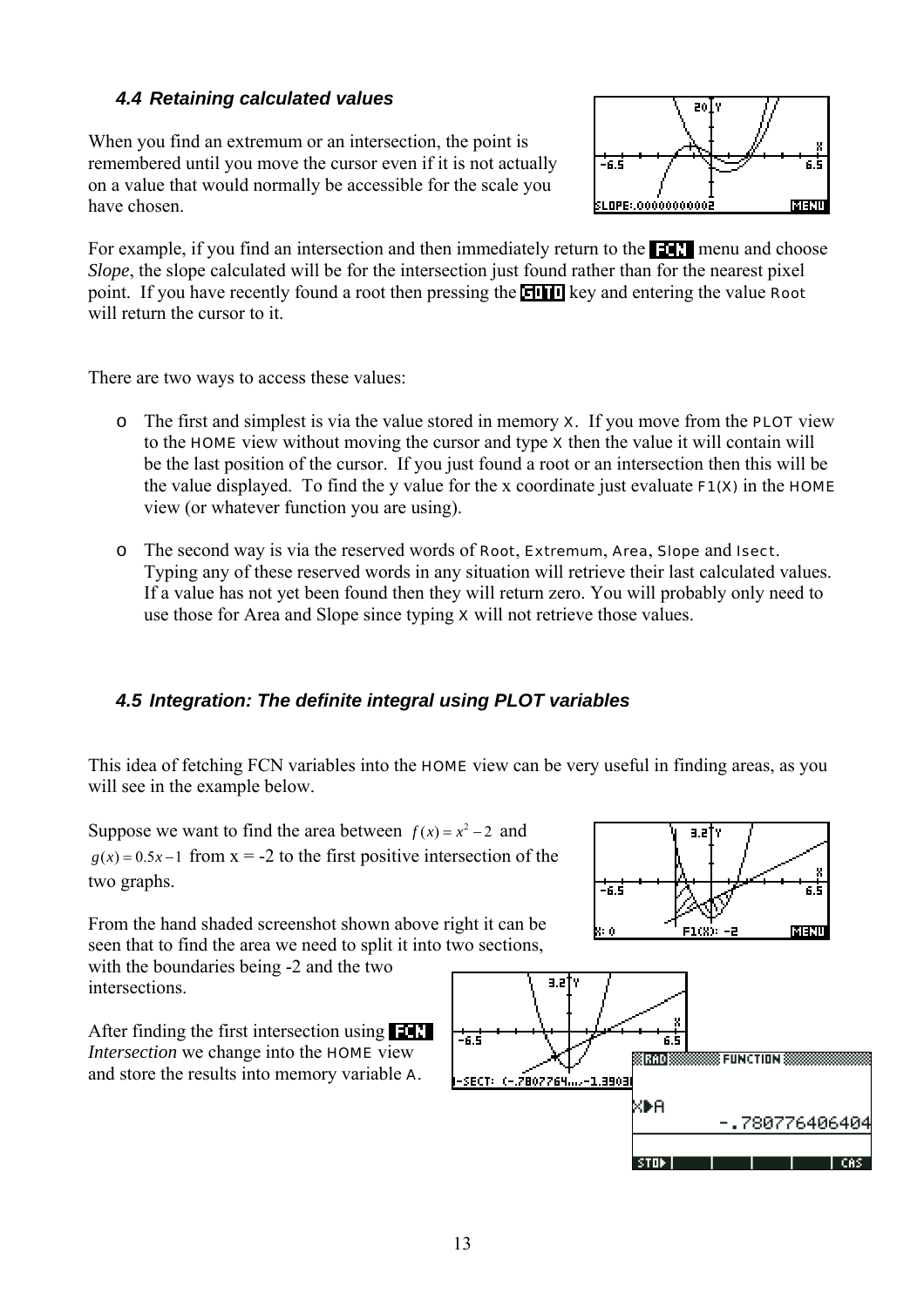### 4.4 Retaining calculated values

When you find an extremum or an intersection, the point is remembered until you move the cursor even if it is not actually on a value that would normally be accessible for the scale you have chosen.

For example, if you find an intersection and then immediately return to the FCN menu and choose *Slope*, the slope calculated will be for the intersection just found rather than for the nearest pixel point. If you have recently found a root then pressing the GOTO key and entering the value Root will return the cursor to it.

There are two ways to access these values:

- The first and simplest is via the value stored in memory X. If you move from the PLOT view to the HOME view without moving the cursor and type X then the value it will contain will be the last position of the cursor. If you just found a root or an intersection then this will be the value displayed. To find the y value for the x coordinate just evaluate F1(X) in the HOME view (or whatever function you are using).

- The second way is via the reserved words of Root, Extremum, Area, Slope and Isect. Typing any of these reserved words in any situation will retrieve their last calculated values. If a value has not yet been found then they will return zero. You will probably only need to use those for Area and Slope since typing X will not retrieve those values.

### 4.5 Integration: The definite integral using PLOT variables

This idea of fetching FCN variables into the HOME view can be very useful in finding areas, as you will see in the example below.

Suppose we want to find the area between $f(x) = x^2 - 2$ and $g(x) = 0.5x - 1$ from x = -2 to the first positive intersection of the two graphs.

From the hand shaded screenshot shown above right it can be seen that to find the area we need to split it into two sections, with the boundaries being -2 and the two intersections.

After finding the first intersection using FCN *Intersection* we change into the HOME view and store the results into memory variable A.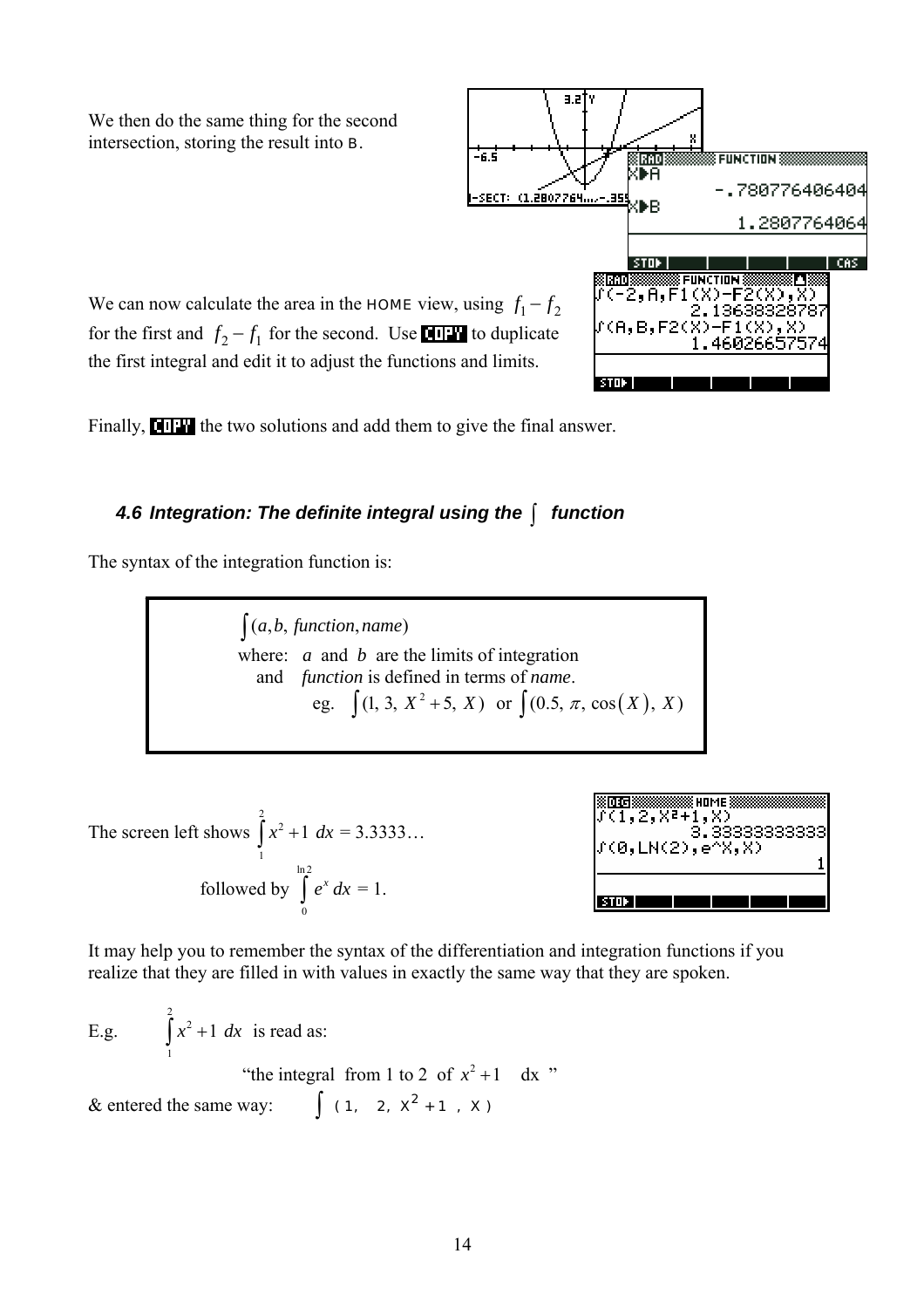We then do the same thing for the second intersection, storing the result into B.

We can now calculate the area in the HOME view, using $f_1 - f_2$ for the first and $f_2 - f_1$ for the second. Use COPY to duplicate the first integral and edit it to adjust the functions and limits.

Finally, COPY the two solutions and add them to give the final answer.

### 4.6 Integration: The definite integral using the ∫ function

The syntax of the integration function is:

> $\int(a, b, \textit{function}, \textit{name})$
>
> where: $a$ and $b$ are the limits of integration
> and *function* is defined in terms of *name*.
>
> eg. $\int(1, 3, X^2+5, X)$ or $\int(0.5, \pi, \cos(X), X)$

The screen left shows $\int_1^2 x^2+1 \; dx = 3.3333\ldots$

followed by $\int_0^{\ln 2} e^x \, dx = 1$.

It may help you to remember the syntax of the differentiation and integration functions if you realize that they are filled in with values in exactly the same way that they are spoken.

E.g. $\int_1^2 x^2+1 \; dx$ is read as:

"the integral from 1 to 2 of $x^2+1$ dx "

& entered the same way: ∫ ( 1, 2, X² + 1 , X )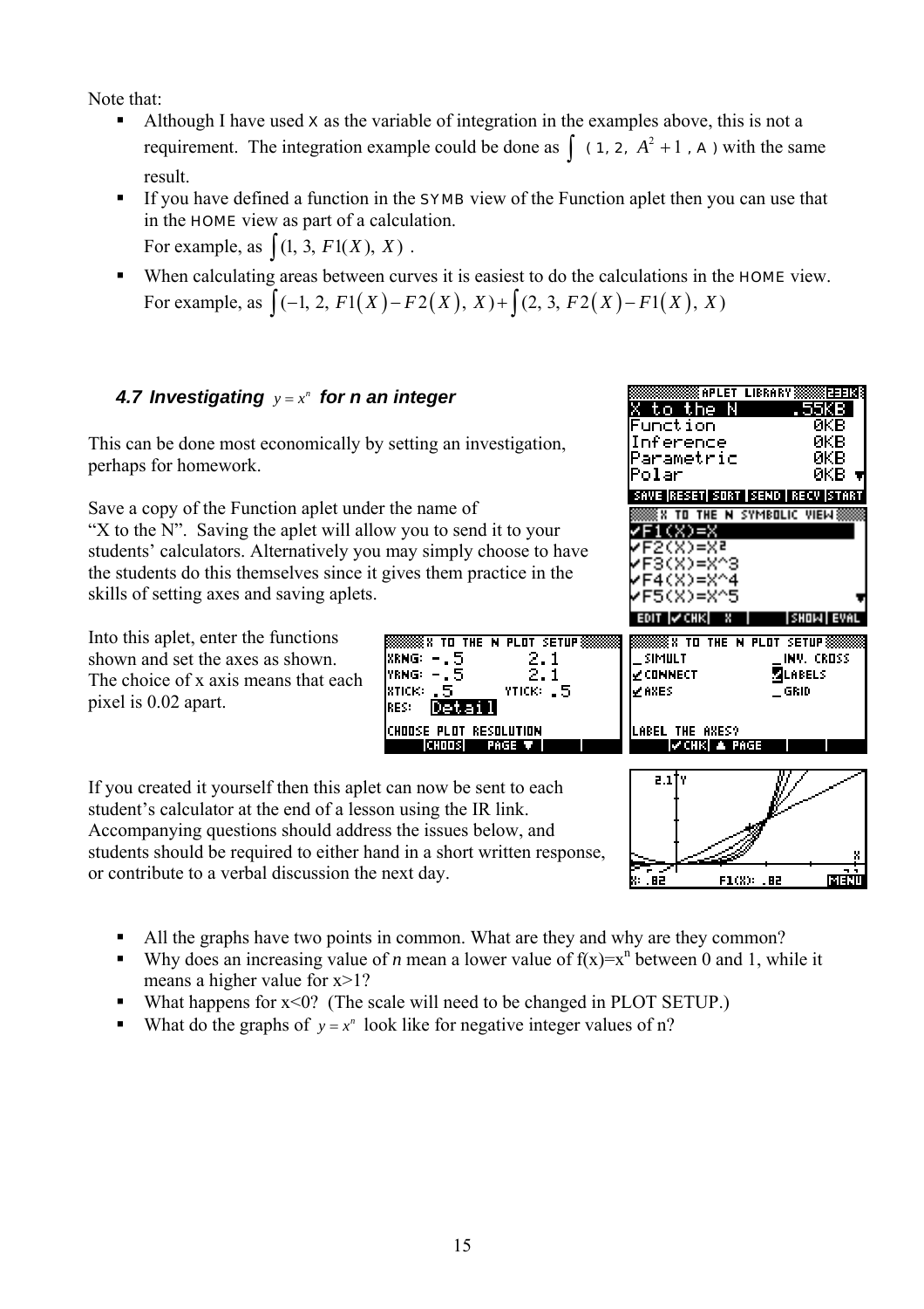Note that:

- Although I have used X as the variable of integration in the examples above, this is not a requirement. The integration example could be done as $\int$ ( 1, 2, $A^2+1$ , A ) with the same result.
- If you have defined a function in the SYMB view of the Function aplet then you can use that in the HOME view as part of a calculation.
  For example, as $\int(1,\ 3,\ F1(X),\ X)$ .
- When calculating areas between curves it is easiest to do the calculations in the HOME view.
  For example, as $\int(-1,\ 2,\ F1(X)-F2(X),\ X)+\int(2,\ 3,\ F2(X)-F1(X),\ X)$

### *4.7 Investigating $y = x^n$ for n an integer*

This can be done most economically by setting an investigation, perhaps for homework.

Save a copy of the Function aplet under the name of "X to the N". Saving the aplet will allow you to send it to your students' calculators. Alternatively you may simply choose to have the students do this themselves since it gives them practice in the skills of setting axes and saving aplets.

Into this aplet, enter the functions shown and set the axes as shown. The choice of x axis means that each pixel is 0.02 apart.

If you created it yourself then this aplet can now be sent to each student's calculator at the end of a lesson using the IR link. Accompanying questions should address the issues below, and students should be required to either hand in a short written response, or contribute to a verbal discussion the next day.

- All the graphs have two points in common. What are they and why are they common?
- Why does an increasing value of *n* mean a lower value of $f(x)=x^n$ between 0 and 1, while it means a higher value for x>1?
- What happens for x<0? (The scale will need to be changed in PLOT SETUP.)
- What do the graphs of $y = x^n$ look like for negative integer values of n?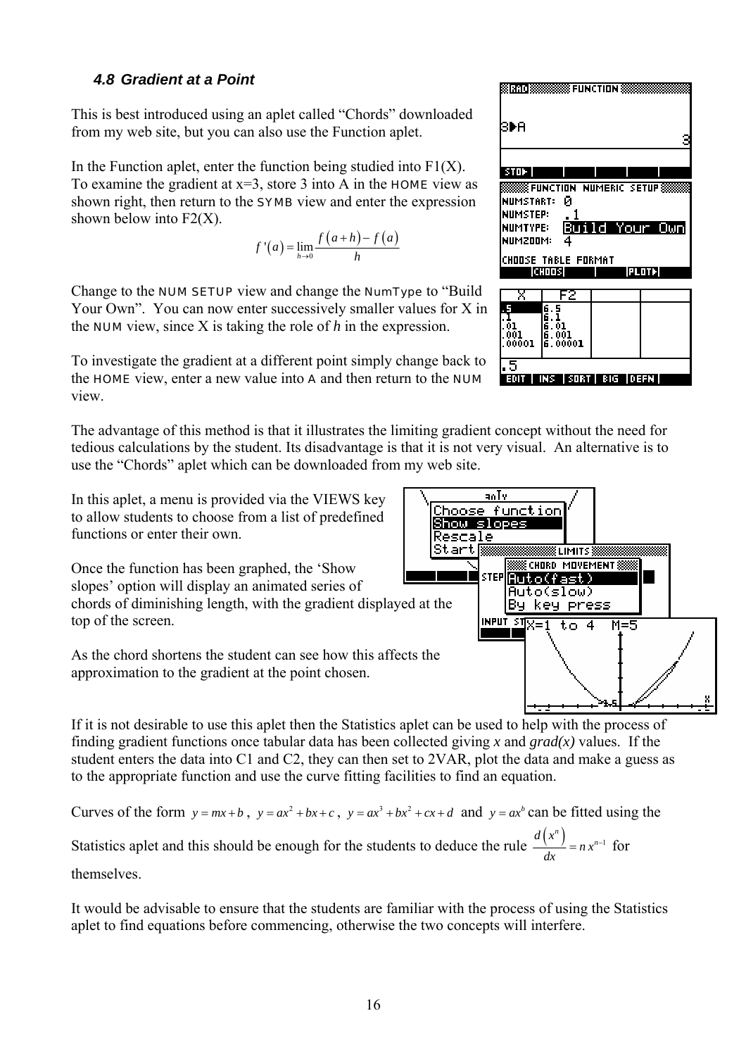### 4.8 Gradient at a Point

This is best introduced using an aplet called "Chords" downloaded from my web site, but you can also use the Function aplet.

In the Function aplet, enter the function being studied into F1(X). To examine the gradient at x=3, store 3 into A in the HOME view as shown right, then return to the SYMB view and enter the expression shown below into F2(X).

$$f'(a) = \lim_{h \to 0} \frac{f(a+h) - f(a)}{h}$$

Change to the NUM SETUP view and change the NumType to "Build Your Own". You can now enter successively smaller values for X in the NUM view, since X is taking the role of *h* in the expression.

To investigate the gradient at a different point simply change back to the HOME view, enter a new value into A and then return to the NUM view.

The advantage of this method is that it illustrates the limiting gradient concept without the need for tedious calculations by the student. Its disadvantage is that it is not very visual. An alternative is to use the "Chords" aplet which can be downloaded from my web site.

In this aplet, a menu is provided via the VIEWS key to allow students to choose from a list of predefined functions or enter their own.

Once the function has been graphed, the 'Show slopes' option will display an animated series of chords of diminishing length, with the gradient displayed at the top of the screen.

As the chord shortens the student can see how this affects the approximation to the gradient at the point chosen.

If it is not desirable to use this aplet then the Statistics aplet can be used to help with the process of finding gradient functions once tabular data has been collected giving *x* and *grad(x)* values. If the student enters the data into C1 and C2, they can then set to 2VAR, plot the data and make a guess as to the appropriate function and use the curve fitting facilities to find an equation.

Curves of the form $y = mx + b$, $y = ax^2 + bx + c$, $y = ax^3 + bx^2 + cx + d$ and $y = ax^b$ can be fitted using the Statistics aplet and this should be enough for the students to deduce the rule $\frac{d(x^n)}{dx} = n\,x^{n-1}$ for themselves.

It would be advisable to ensure that the students are familiar with the process of using the Statistics aplet to find equations before commencing, otherwise the two concepts will interfere.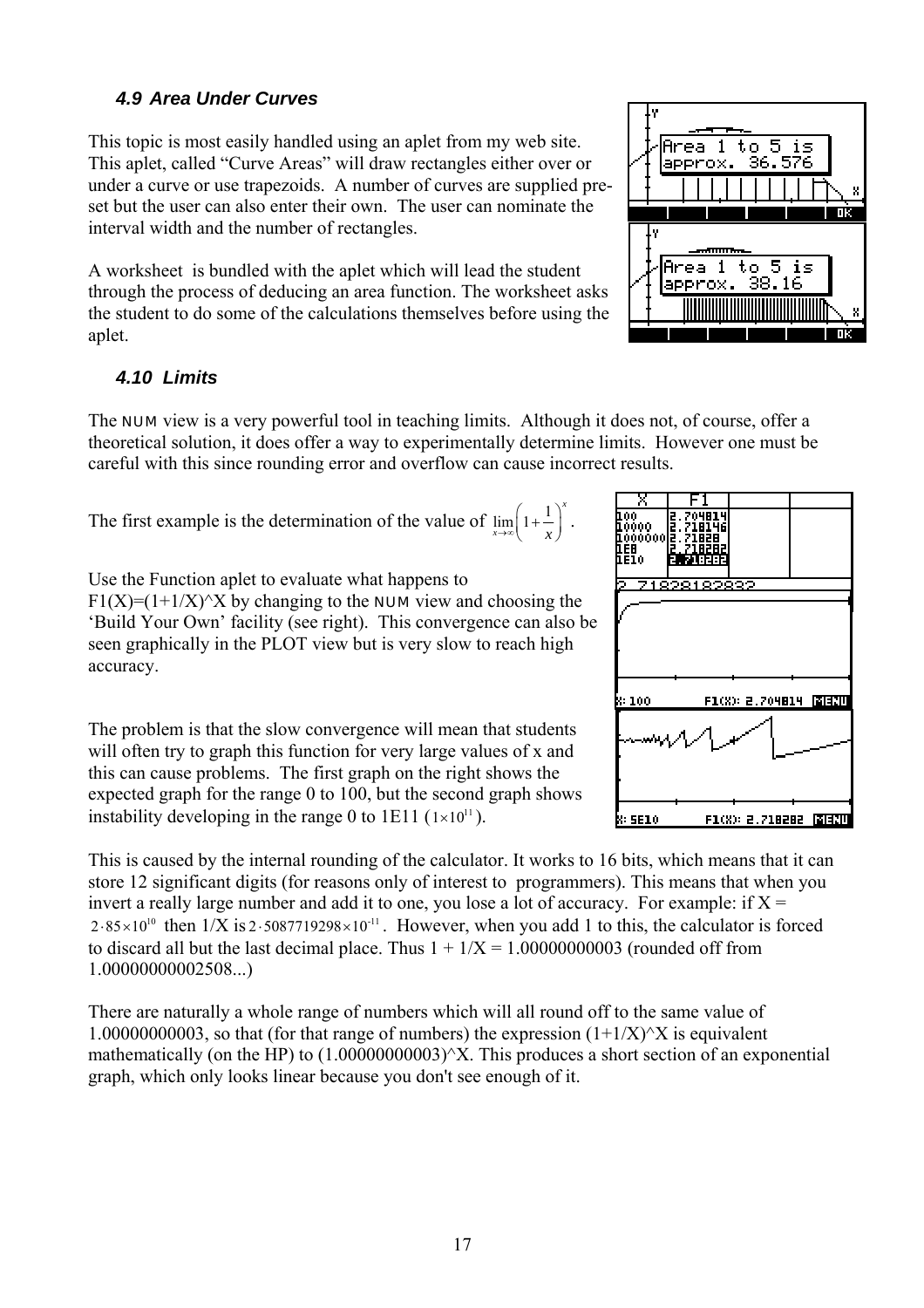### 4.9 Area Under Curves

This topic is most easily handled using an aplet from my web site. This aplet, called "Curve Areas" will draw rectangles either over or under a curve or use trapezoids. A number of curves are supplied pre-set but the user can also enter their own. The user can nominate the interval width and the number of rectangles.

A worksheet is bundled with the aplet which will lead the student through the process of deducing an area function. The worksheet asks the student to do some of the calculations themselves before using the aplet.

### 4.10 Limits

The NUM view is a very powerful tool in teaching limits. Although it does not, of course, offer a theoretical solution, it does offer a way to experimentally determine limits. However one must be careful with this since rounding error and overflow can cause incorrect results.

The first example is the determination of the value of $\lim_{x\to\infty}\left(1+\frac{1}{x}\right)^x$.

Use the Function aplet to evaluate what happens to F1(X)=(1+1/X)^X by changing to the NUM view and choosing the 'Build Your Own' facility (see right). This convergence can also be seen graphically in the PLOT view but is very slow to reach high accuracy.

The problem is that the slow convergence will mean that students will often try to graph this function for very large values of x and this can cause problems. The first graph on the right shows the expected graph for the range 0 to 100, but the second graph shows instability developing in the range 0 to 1E11 ($1\times10^{11}$).

This is caused by the internal rounding of the calculator. It works to 16 bits, which means that it can store 12 significant digits (for reasons only of interest to programmers). This means that when you invert a really large number and add it to one, you lose a lot of accuracy. For example: if X = $2\cdot85\times10^{10}$ then 1/X is $2\cdot5087719298\times10^{-11}$. However, when you add 1 to this, the calculator is forced to discard all but the last decimal place. Thus 1 + 1/X = 1.00000000003 (rounded off from 1.00000000002508...)

There are naturally a whole range of numbers which will all round off to the same value of 1.00000000003, so that (for that range of numbers) the expression (1+1/X)^X is equivalent mathematically (on the HP) to (1.00000000003)^X. This produces a short section of an exponential graph, which only looks linear because you don't see enough of it.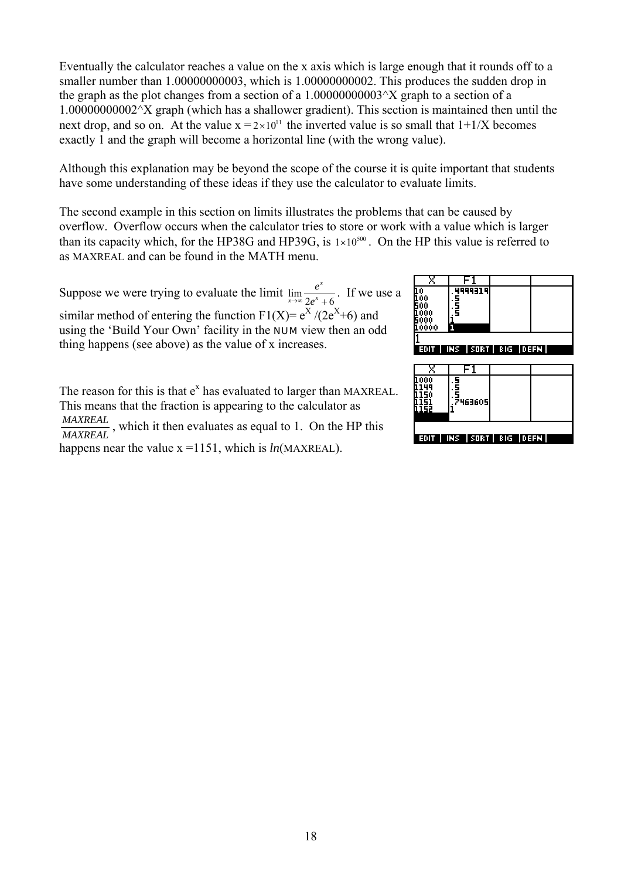Eventually the calculator reaches a value on the x axis which is large enough that it rounds off to a smaller number than 1.00000000003, which is 1.00000000002. This produces the sudden drop in the graph as the plot changes from a section of a 1.00000000003^X graph to a section of a 1.00000000002^X graph (which has a shallower gradient). This section is maintained then until the next drop, and so on. At the value $x = 2 \times 10^{11}$ the inverted value is so small that 1+1/X becomes exactly 1 and the graph will become a horizontal line (with the wrong value).

Although this explanation may be beyond the scope of the course it is quite important that students have some understanding of these ideas if they use the calculator to evaluate limits.

The second example in this section on limits illustrates the problems that can be caused by overflow. Overflow occurs when the calculator tries to store or work with a value which is larger than its capacity which, for the HP38G and HP39G, is $1 \times 10^{500}$. On the HP this value is referred to as MAXREAL and can be found in the MATH menu.

Suppose we were trying to evaluate the limit $\lim_{x \to \infty} \frac{e^x}{2e^x + 6}$. If we use a similar method of entering the function F1(X)= $e^X$ /($2e^X$+6) and using the 'Build Your Own' facility in the NUM view then an odd thing happens (see above) as the value of x increases.

| X | F1 |
|---|---|
| 10 | .4999319 |
| 100 | .5 |
| 500 | .5 |
| 1000 | .5 |
| 5000 | 1 |
| 10000 | 1 |

The reason for this is that $e^x$ has evaluated to larger than MAXREAL. This means that the fraction is appearing to the calculator as $\frac{MAXREAL}{MAXREAL}$, which it then evaluates as equal to 1. On the HP this happens near the value x =1151, which is *ln*(MAXREAL).

| X | F1 |
|---|---|
| 1000 | .5 |
| 1149 | .5 |
| 1150 | .5 |
| 1151 | .7463605 |
| 1152 | 1 |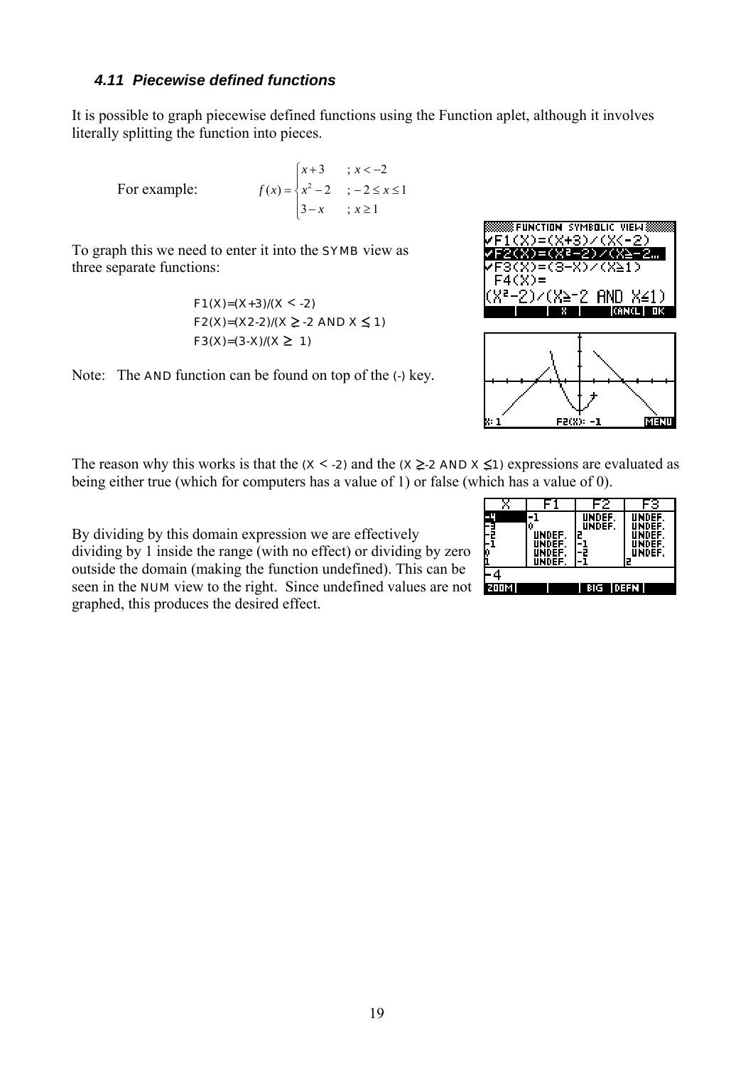### *4.11 Piecewise defined functions*

It is possible to graph piecewise defined functions using the Function aplet, although it involves literally splitting the function into pieces.

For example:

$$f(x) = \begin{cases} x+3 & ; x < -2 \\ x^2 - 2 & ; -2 \le x \le 1 \\ 3 - x & ; x \ge 1 \end{cases}$$

To graph this we need to enter it into the SYMB view as three separate functions:

```
F1(X)=(X+3)/(X < -2)
F2(X)=(X2-2)/(X ≥ -2 AND X ≤ 1)
F3(X)=(3-X)/(X ≥ 1)
```

Note: The AND function can be found on top of the (-) key.

The reason why this works is that the (X < -2) and the (X ≥-2 AND X ≤1) expressions are evaluated as being either true (which for computers has a value of 1) or false (which has a value of 0).

By dividing by this domain expression we are effectively dividing by 1 inside the range (with no effect) or dividing by zero outside the domain (making the function undefined). This can be seen in the NUM view to the right. Since undefined values are not graphed, this produces the desired effect.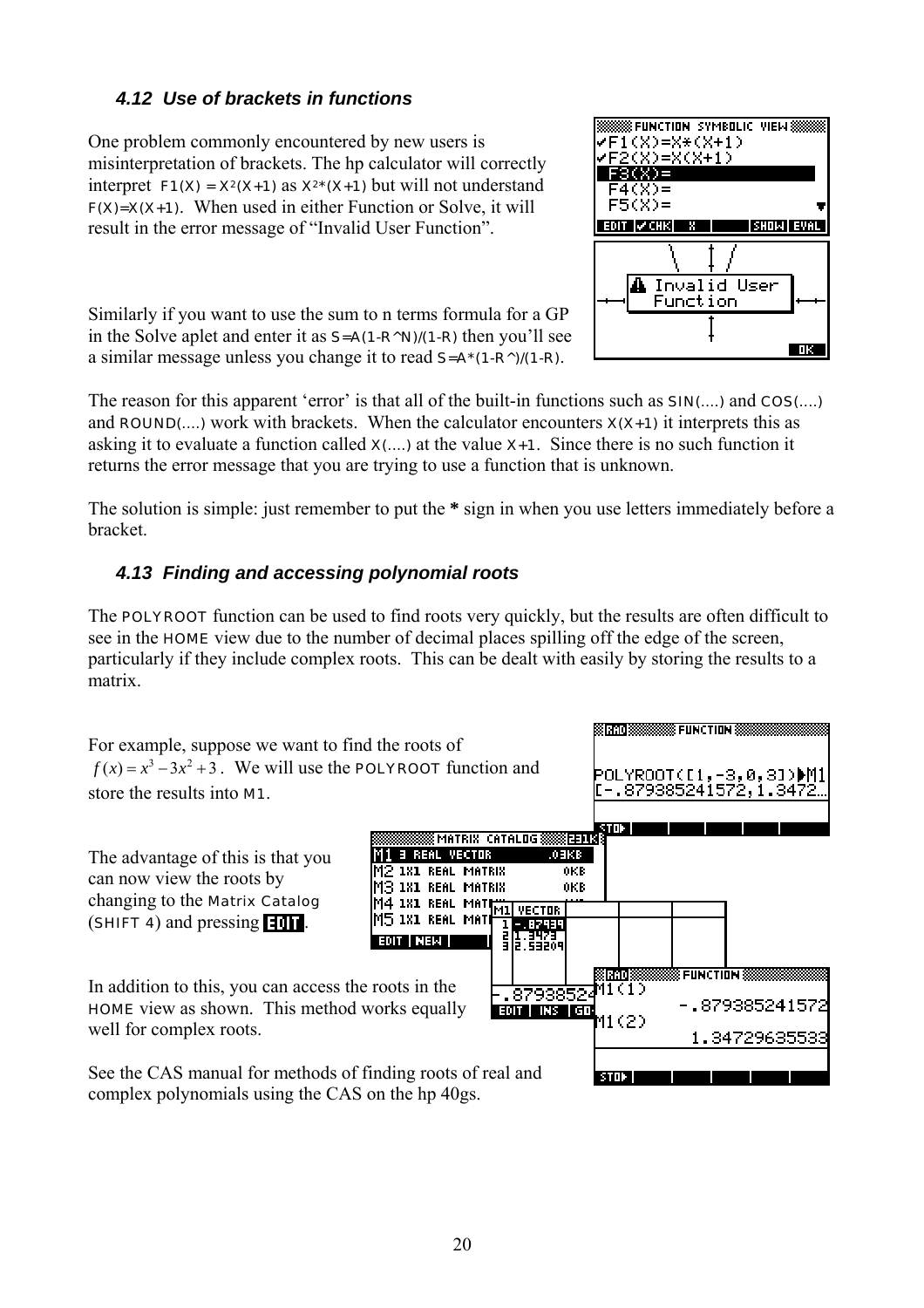### 4.12 Use of brackets in functions

One problem commonly encountered by new users is misinterpretation of brackets. The hp calculator will correctly interpret F1(X) = X²(X+1) as X²*(X+1) but will not understand F(X)=X(X+1). When used in either Function or Solve, it will result in the error message of "Invalid User Function".

Similarly if you want to use the sum to n terms formula for a GP in the Solve aplet and enter it as S=A(1-R^N)/(1-R) then you'll see a similar message unless you change it to read S=A*(1-R^)/(1-R).

The reason for this apparent 'error' is that all of the built-in functions such as SIN(....) and COS(....) and ROUND(....) work with brackets. When the calculator encounters X(X+1) it interprets this as asking it to evaluate a function called X(....) at the value X+1. Since there is no such function it returns the error message that you are trying to use a function that is unknown.

The solution is simple: just remember to put the **\*** sign in when you use letters immediately before a bracket.

### 4.13 Finding and accessing polynomial roots

The POLYROOT function can be used to find roots very quickly, but the results are often difficult to see in the HOME view due to the number of decimal places spilling off the edge of the screen, particularly if they include complex roots. This can be dealt with easily by storing the results to a matrix.

For example, suppose we want to find the roots of $f(x) = x^3 - 3x^2 + 3$. We will use the POLYROOT function and store the results into M1.

The advantage of this is that you can now view the roots by changing to the Matrix Catalog (SHIFT 4) and pressing **EDIT**.

In addition to this, you can access the roots in the HOME view as shown. This method works equally well for complex roots.

See the CAS manual for methods of finding roots of real and complex polynomials using the CAS on the hp 40gs.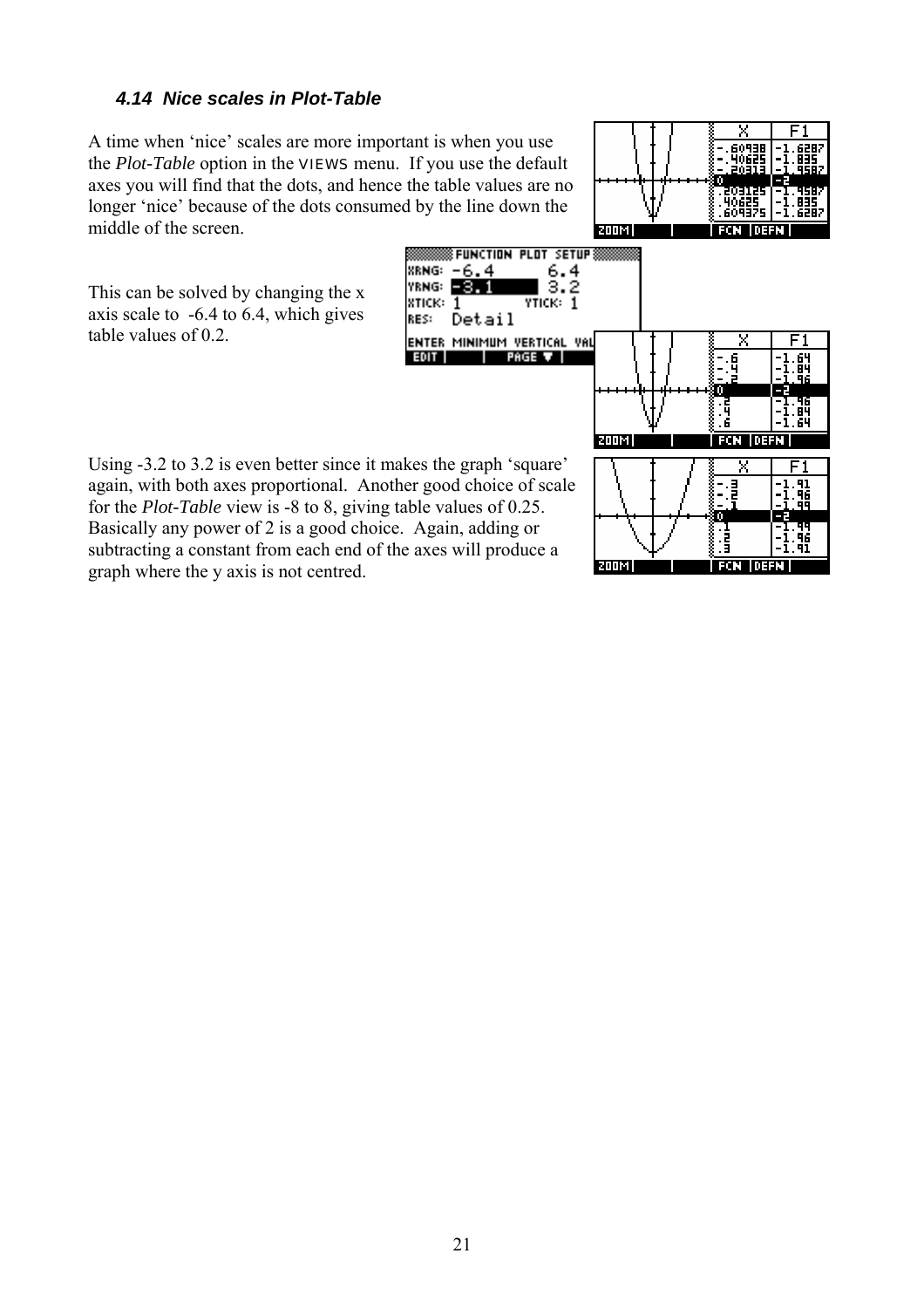### 4.14 Nice scales in Plot-Table

A time when ‘nice’ scales are more important is when you use the *Plot-Table* option in the VIEWS menu. If you use the default axes you will find that the dots, and hence the table values are no longer ‘nice’ because of the dots consumed by the line down the middle of the screen.

This can be solved by changing the x axis scale to -6.4 to 6.4, which gives table values of 0.2.

Using -3.2 to 3.2 is even better since it makes the graph ‘square’ again, with both axes proportional. Another good choice of scale for the *Plot-Table* view is -8 to 8, giving table values of 0.25. Basically any power of 2 is a good choice. Again, adding or subtracting a constant from each end of the axes will produce a graph where the y axis is not centred.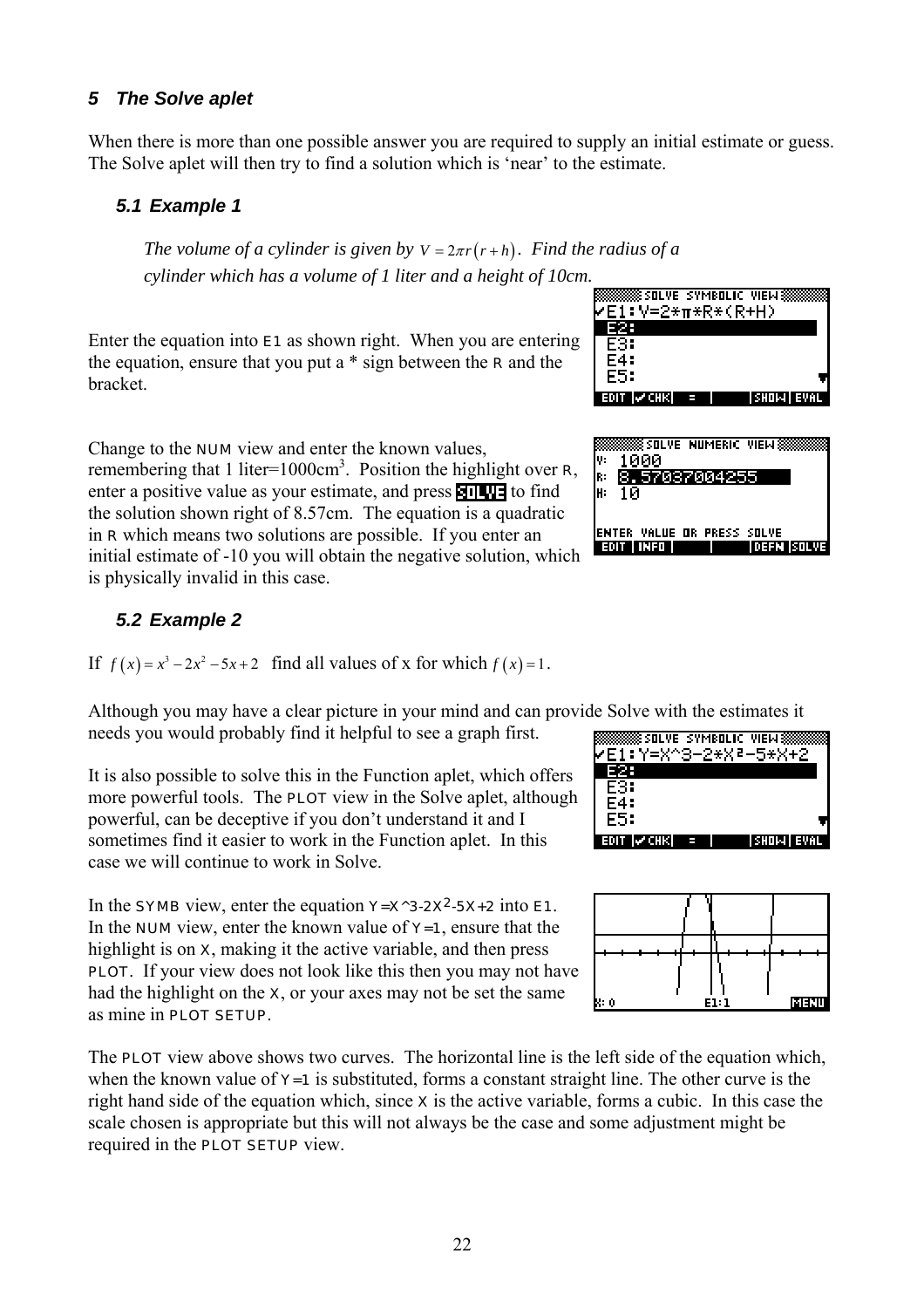### 5 The Solve aplet

When there is more than one possible answer you are required to supply an initial estimate or guess. The Solve aplet will then try to find a solution which is 'near' to the estimate.

#### 5.1 Example 1

*The volume of a cylinder is given by $V = 2\pi r(r+h)$. Find the radius of a cylinder which has a volume of 1 liter and a height of 10cm.*

Enter the equation into E1 as shown right. When you are entering the equation, ensure that you put a * sign between the R and the bracket.

Change to the NUM view and enter the known values, remembering that 1 liter=1000cm$^3$. Position the highlight over R, enter a positive value as your estimate, and press SOLVE to find the solution shown right of 8.57cm. The equation is a quadratic in R which means two solutions are possible. If you enter an initial estimate of -10 you will obtain the negative solution, which is physically invalid in this case.

#### 5.2 Example 2

If $f(x) = x^3 - 2x^2 - 5x + 2$ find all values of x for which $f(x) = 1$.

Although you may have a clear picture in your mind and can provide Solve with the estimates it needs you would probably find it helpful to see a graph first.

It is also possible to solve this in the Function aplet, which offers more powerful tools. The PLOT view in the Solve aplet, although powerful, can be deceptive if you don't understand it and I sometimes find it easier to work in the Function aplet. In this case we will continue to work in Solve.

In the SYMB view, enter the equation Y=X^3-2X$^2$-5X+2 into E1. In the NUM view, enter the known value of Y=1, ensure that the highlight is on X, making it the active variable, and then press PLOT. If your view does not look like this then you may not have had the highlight on the X, or your axes may not be set the same as mine in PLOT SETUP.

The PLOT view above shows two curves. The horizontal line is the left side of the equation which, when the known value of Y=1 is substituted, forms a constant straight line. The other curve is the right hand side of the equation which, since X is the active variable, forms a cubic. In this case the scale chosen is appropriate but this will not always be the case and some adjustment might be required in the PLOT SETUP view.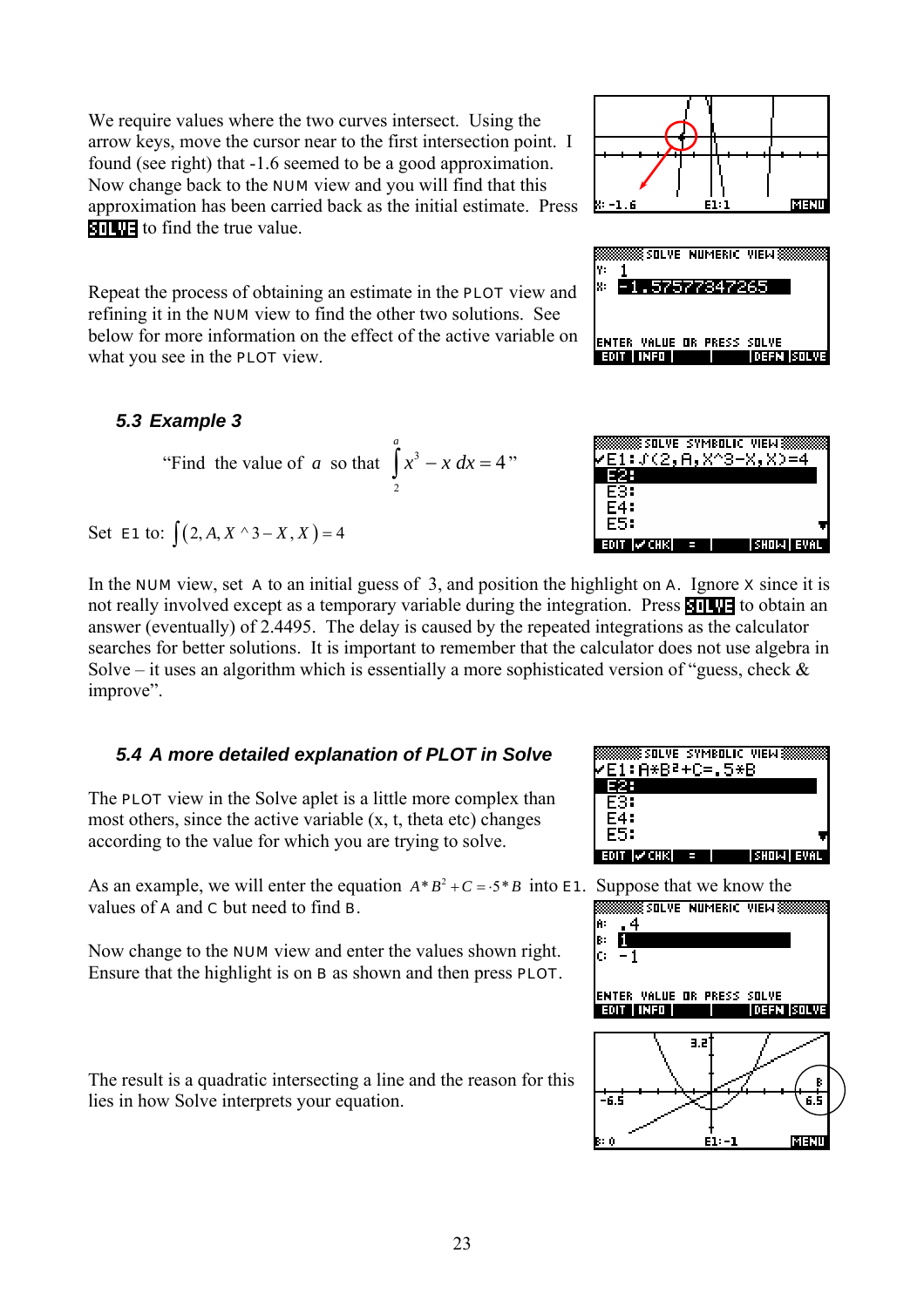We require values where the two curves intersect. Using the arrow keys, move the cursor near to the first intersection point. I found (see right) that -1.6 seemed to be a good approximation. Now change back to the NUM view and you will find that this approximation has been carried back as the initial estimate. Press SOLVE to find the true value.

Repeat the process of obtaining an estimate in the PLOT view and refining it in the NUM view to find the other two solutions. See below for more information on the effect of the active variable on what you see in the PLOT view.

### 5.3 Example 3

"Find the value of $a$ so that $\int_2^a x^3 - x\,dx = 4$"

Set E1 to: $\int(2, A, X^3 - X, X) = 4$

In the NUM view, set A to an initial guess of 3, and position the highlight on A. Ignore X since it is not really involved except as a temporary variable during the integration. Press SOLVE to obtain an answer (eventually) of 2.4495. The delay is caused by the repeated integrations as the calculator searches for better solutions. It is important to remember that the calculator does not use algebra in Solve – it uses an algorithm which is essentially a more sophisticated version of "guess, check & improve".

### 5.4 A more detailed explanation of PLOT in Solve

The PLOT view in the Solve aplet is a little more complex than most others, since the active variable (x, t, theta etc) changes according to the value for which you are trying to solve.

As an example, we will enter the equation $A*B^2 + C = .5*B$ into E1. Suppose that we know the values of A and C but need to find B.

Now change to the NUM view and enter the values shown right. Ensure that the highlight is on B as shown and then press PLOT.

The result is a quadratic intersecting a line and the reason for this lies in how Solve interprets your equation.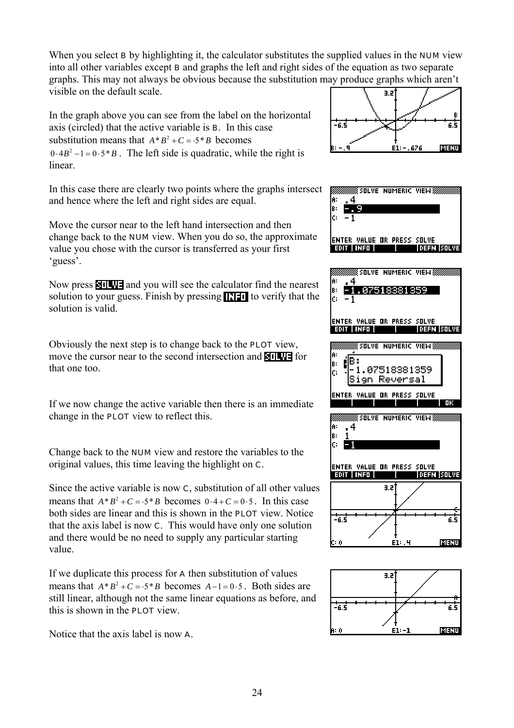When you select B by highlighting it, the calculator substitutes the supplied values in the NUM view into all other variables except B and graphs the left and right sides of the equation as two separate graphs. This may not always be obvious because the substitution may produce graphs which aren't visible on the default scale.

In the graph above you can see from the label on the horizontal axis (circled) that the active variable is B. In this case substitution means that $A*B^2+C=\cdot 5*B$ becomes $0\cdot 4B^2-1=0\cdot 5*B$. The left side is quadratic, while the right is linear.

In this case there are clearly two points where the graphs intersect and hence where the left and right sides are equal.

Move the cursor near to the left hand intersection and then change back to the NUM view. When you do so, the approximate value you chose with the cursor is transferred as your first 'guess'.

Now press **SOLVE** and you will see the calculator find the nearest solution to your guess. Finish by pressing **INFO** to verify that the solution is valid.

Obviously the next step is to change back to the PLOT view, move the cursor near to the second intersection and **SOLVE** for that one too.

If we now change the active variable then there is an immediate change in the PLOT view to reflect this.

Change back to the NUM view and restore the variables to the original values, this time leaving the highlight on C.

Since the active variable is now C, substitution of all other values means that $A*B^2+C=\cdot 5*B$ becomes $0\cdot 4+C=0\cdot 5$. In this case both sides are linear and this is shown in the PLOT view. Notice that the axis label is now C. This would have only one solution and there would be no need to supply any particular starting value.

If we duplicate this process for A then substitution of values means that $A*B^2+C=\cdot 5*B$ becomes $A-1=0\cdot 5$. Both sides are still linear, although not the same linear equations as before, and this is shown in the PLOT view.

Notice that the axis label is now A.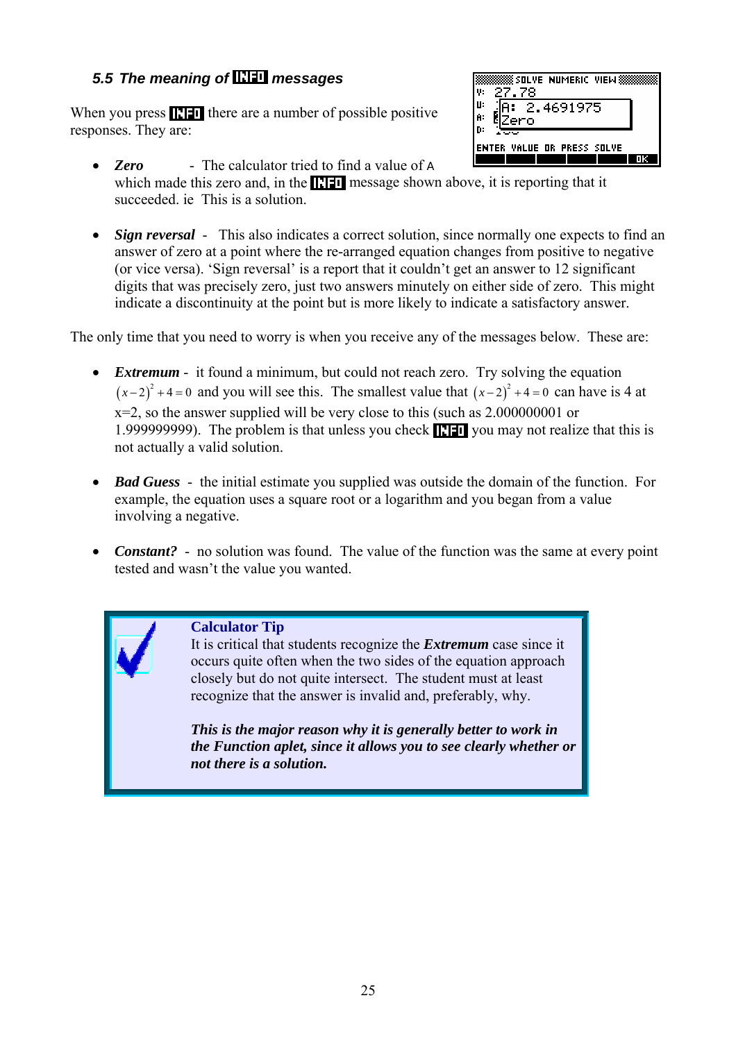### 5.5 The meaning of INFO messages

When you press INFO there are a number of possible positive responses. They are:

- ***Zero*** - The calculator tried to find a value of A which made this zero and, in the INFO message shown above, it is reporting that it succeeded. ie This is a solution.

- ***Sign reversal*** - This also indicates a correct solution, since normally one expects to find an answer of zero at a point where the re-arranged equation changes from positive to negative (or vice versa). 'Sign reversal' is a report that it couldn't get an answer to 12 significant digits that was precisely zero, just two answers minutely on either side of zero. This might indicate a discontinuity at the point but is more likely to indicate a satisfactory answer.

The only time that you need to worry is when you receive any of the messages below. These are:

- ***Extremum*** - it found a minimum, but could not reach zero. Try solving the equation $(x-2)^2+4=0$ and you will see this. The smallest value that $(x-2)^2+4=0$ can have is 4 at x=2, so the answer supplied will be very close to this (such as 2.000000001 or 1.999999999). The problem is that unless you check INFO you may not realize that this is not actually a valid solution.

- ***Bad Guess*** - the initial estimate you supplied was outside the domain of the function. For example, the equation uses a square root or a logarithm and you began from a value involving a negative.

- ***Constant?*** - no solution was found. The value of the function was the same at every point tested and wasn't the value you wanted.

> **Calculator Tip**
> It is critical that students recognize the ***Extremum*** case since it occurs quite often when the two sides of the equation approach closely but do not quite intersect. The student must at least recognize that the answer is invalid and, preferably, why.
>
> ***This is the major reason why it is generally better to work in the Function aplet, since it allows you to see clearly whether or not there is a solution.***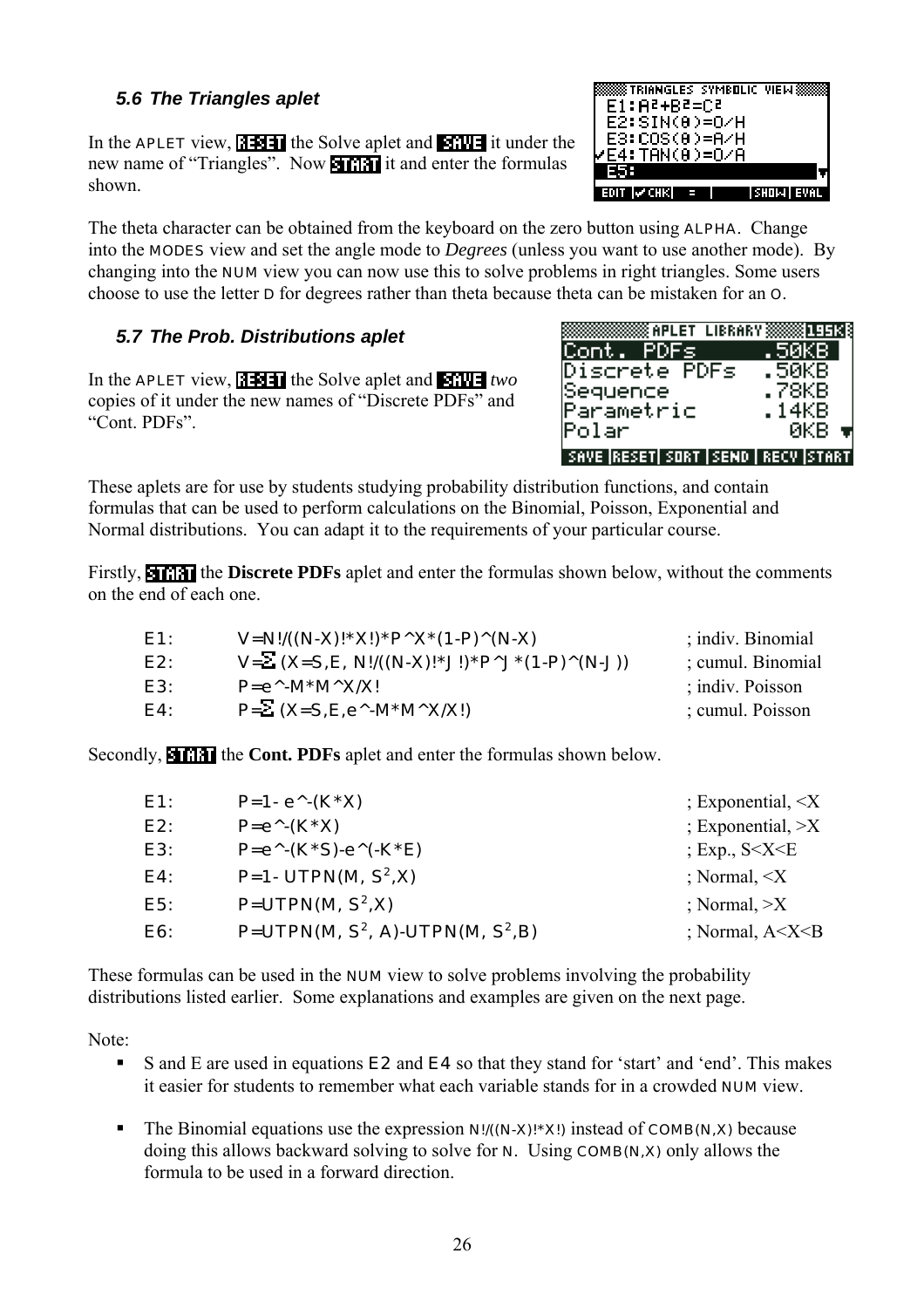### 5.6 The Triangles aplet

In the APLET view, **RESET** the Solve aplet and **SAVE** it under the new name of "Triangles". Now **START** it and enter the formulas shown.

The theta character can be obtained from the keyboard on the zero button using ALPHA. Change into the MODES view and set the angle mode to *Degrees* (unless you want to use another mode). By changing into the NUM view you can now use this to solve problems in right triangles. Some users choose to use the letter D for degrees rather than theta because theta can be mistaken for an O.

### 5.7 The Prob. Distributions aplet

In the APLET view, **RESET** the Solve aplet and **SAVE** *two* copies of it under the new names of "Discrete PDFs" and "Cont. PDFs".

These aplets are for use by students studying probability distribution functions, and contain formulas that can be used to perform calculations on the Binomial, Poisson, Exponential and Normal distributions. You can adapt it to the requirements of your particular course.

Firstly, **START** the **Discrete PDFs** aplet and enter the formulas shown below, without the comments on the end of each one.

```
E1:   V=N!/((N-X)!*X!)*P^X*(1-P)^(N-X)           ; indiv. Binomial
E2:   V=Σ(X=S,E, N!/((N-X)!*J!)*P^J*(1-P)^(N-J)) ; cumul. Binomial
E3:   P=e^-M*M^X/X!                              ; indiv. Poisson
E4:   P=Σ(X=S,E,e^-M*M^X/X!)                     ; cumul. Poisson
```

Secondly, **START** the **Cont. PDFs** aplet and enter the formulas shown below.

```
E1:   P=1- e^-(K*X)                ; Exponential, <X
E2:   P=e^-(K*X)                   ; Exponential, >X
E3:   P=e^-(K*S)-e^(-K*E)          ; Exp., S<X<E
E4:   P=1- UTPN(M, S²,X)           ; Normal, <X
E5:   P=UTPN(M, S²,X)              ; Normal, >X
E6:   P=UTPN(M, S², A)-UTPN(M, S²,B) ; Normal, A<X<B
```

These formulas can be used in the NUM view to solve problems involving the probability distributions listed earlier. Some explanations and examples are given on the next page.

Note:

- S and E are used in equations E2 and E4 so that they stand for 'start' and 'end'. This makes it easier for students to remember what each variable stands for in a crowded NUM view.

- The Binomial equations use the expression N!/((N-X)!*X!) instead of COMB(N,X) because doing this allows backward solving to solve for N. Using COMB(N,X) only allows the formula to be used in a forward direction.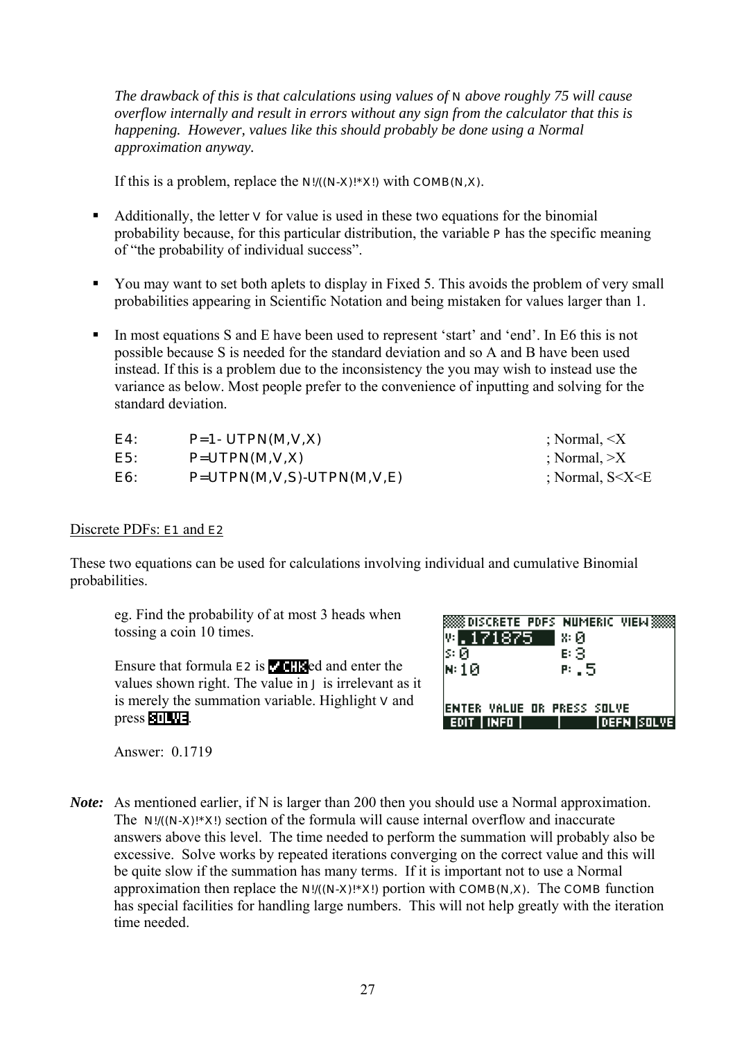*The drawback of this is that calculations using values of* `N` *above roughly 75 will cause overflow internally and result in errors without any sign from the calculator that this is happening. However, values like this should probably be done using a Normal approximation anyway.*

If this is a problem, replace the `N!/((N-X)!*X!)` with `COMB(N,X)`.

- Additionally, the letter `V` for value is used in these two equations for the binomial probability because, for this particular distribution, the variable `P` has the specific meaning of "the probability of individual success".

- You may want to set both aplets to display in Fixed 5. This avoids the problem of very small probabilities appearing in Scientific Notation and being mistaken for values larger than 1.

- In most equations S and E have been used to represent 'start' and 'end'. In E6 this is not possible because S is needed for the standard deviation and so A and B have been used instead. If this is a problem due to the inconsistency the you may wish to instead use the variance as below. Most people prefer to the convenience of inputting and solving for the standard deviation.

| | | |
|---|---|---|
| E4: | P=1- UTPN(M,V,X) | ; Normal, <X |
| E5: | P=UTPN(M,V,X) | ; Normal, >X |
| E6: | P=UTPN(M,V,S)-UTPN(M,V,E) | ; Normal, S<X<E |

Discrete PDFs: `E1` and `E2`

These two equations can be used for calculations involving individual and cumulative Binomial probabilities.

eg. Find the probability of at most 3 heads when tossing a coin 10 times.

Ensure that formula `E2` is ✓CHKed and enter the values shown right. The value in `J` is irrelevant as it is merely the summation variable. Highlight `V` and press SOLVE.

Answer: 0.1719

***Note:*** As mentioned earlier, if N is larger than 200 then you should use a Normal approximation. The `N!/((N-X)!*X!)` section of the formula will cause internal overflow and inaccurate answers above this level. The time needed to perform the summation will probably also be excessive. Solve works by repeated iterations converging on the correct value and this will be quite slow if the summation has many terms. If it is important not to use a Normal approximation then replace the `N!/((N-X)!*X!)` portion with `COMB(N,X)`. The `COMB` function has special facilities for handling large numbers. This will not help greatly with the iteration time needed.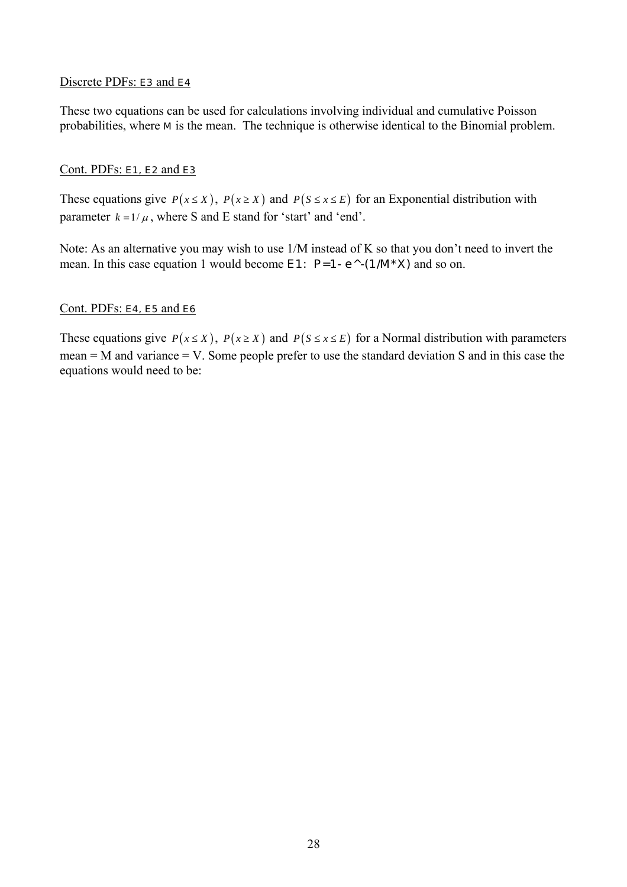<u>Discrete PDFs: `E3` and `E4`</u>

These two equations can be used for calculations involving individual and cumulative Poisson probabilities, where `M` is the mean. The technique is otherwise identical to the Binomial problem.

<u>Cont. PDFs: `E1`, `E2` and `E3`</u>

These equations give $P(x \le X)$, $P(x \ge X)$ and $P(S \le x \le E)$ for an Exponential distribution with parameter $k = 1/\mu$, where S and E stand for 'start' and 'end'.

Note: As an alternative you may wish to use 1/M instead of K so that you don't need to invert the mean. In this case equation 1 would become `E1: P=1-e^-(1/M*X)` and so on.

<u>Cont. PDFs: `E4`, `E5` and `E6`</u>

These equations give $P(x \le X)$, $P(x \ge X)$ and $P(S \le x \le E)$ for a Normal distribution with parameters mean = M and variance = V. Some people prefer to use the standard deviation S and in this case the equations would need to be: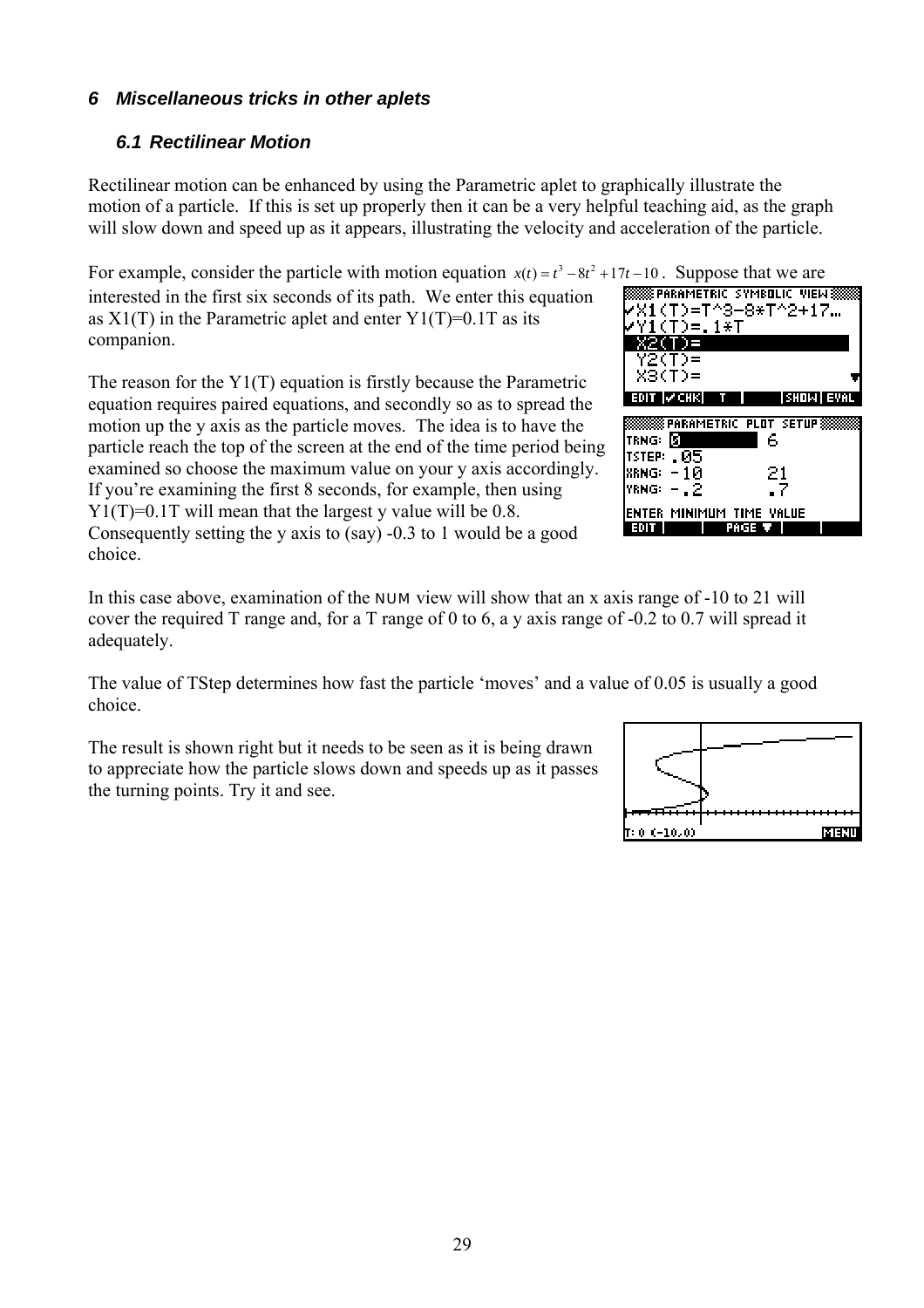## 6 Miscellaneous tricks in other aplets

### 6.1 Rectilinear Motion

Rectilinear motion can be enhanced by using the Parametric aplet to graphically illustrate the motion of a particle. If this is set up properly then it can be a very helpful teaching aid, as the graph will slow down and speed up as it appears, illustrating the velocity and acceleration of the particle.

For example, consider the particle with motion equation $x(t) = t^3 - 8t^2 + 17t - 10$. Suppose that we are interested in the first six seconds of its path. We enter this equation as X1(T) in the Parametric aplet and enter Y1(T)=0.1T as its companion.

The reason for the Y1(T) equation is firstly because the Parametric equation requires paired equations, and secondly so as to spread the motion up the y axis as the particle moves. The idea is to have the particle reach the top of the screen at the end of the time period being examined so choose the maximum value on your y axis accordingly. If you're examining the first 8 seconds, for example, then using Y1(T)=0.1T will mean that the largest y value will be 0.8. Consequently setting the y axis to (say) -0.3 to 1 would be a good choice.

In this case above, examination of the NUM view will show that an x axis range of -10 to 21 will cover the required T range and, for a T range of 0 to 6, a y axis range of -0.2 to 0.7 will spread it adequately.

The value of TStep determines how fast the particle 'moves' and a value of 0.05 is usually a good choice.

The result is shown right but it needs to be seen as it is being drawn to appreciate how the particle slows down and speeds up as it passes the turning points. Try it and see.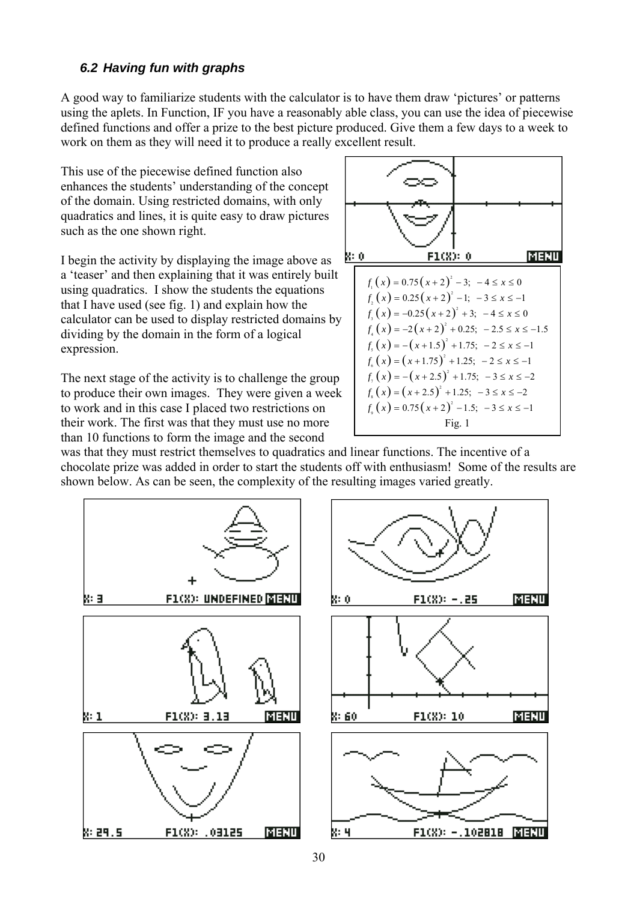### *6.2 Having fun with graphs*

A good way to familiarize students with the calculator is to have them draw 'pictures' or patterns using the aplets. In Function, IF you have a reasonably able class, you can use the idea of piecewise defined functions and offer a prize to the best picture produced. Give them a few days to a week to work on them as they will need it to produce a really excellent result.

This use of the piecewise defined function also enhances the students' understanding of the concept of the domain. Using restricted domains, with only quadratics and lines, it is quite easy to draw pictures such as the one shown right.

I begin the activity by displaying the image above as a 'teaser' and then explaining that it was entirely built using quadratics. I show the students the equations that I have used (see fig. 1) and explain how the calculator can be used to display restricted domains by dividing by the domain in the form of a logical expression.

$$f_1(x) = 0.75(x+2)^2 - 3; \quad -4 \le x \le 0$$
$$f_2(x) = 0.25(x+2)^2 - 1; \quad -3 \le x \le -1$$
$$f_3(x) = -0.25(x+2)^2 + 3; \quad -4 \le x \le 0$$
$$f_4(x) = -2(x+2)^2 + 0.25; \quad -2.5 \le x \le -1.5$$
$$f_5(x) = -(x+1.5)^2 + 1.75; \quad -2 \le x \le -1$$
$$f_6(x) = (x+1.75)^2 + 1.25; \quad -2 \le x \le -1$$
$$f_7(x) = -(x+2.5)^2 + 1.75; \quad -3 \le x \le -2$$
$$f_8(x) = (x+2.5)^2 + 1.25; \quad -3 \le x \le -2$$
$$f_9(x) = 0.75(x+2)^2 - 1.5; \quad -3 \le x \le -1$$

Fig. 1

The next stage of the activity is to challenge the group to produce their own images. They were given a week to work and in this case I placed two restrictions on their work. The first was that they must use no more than 10 functions to form the image and the second was that they must restrict themselves to quadratics and linear functions. The incentive of a chocolate prize was added in order to start the students off with enthusiasm! Some of the results are shown below. As can be seen, the complexity of the resulting images varied greatly.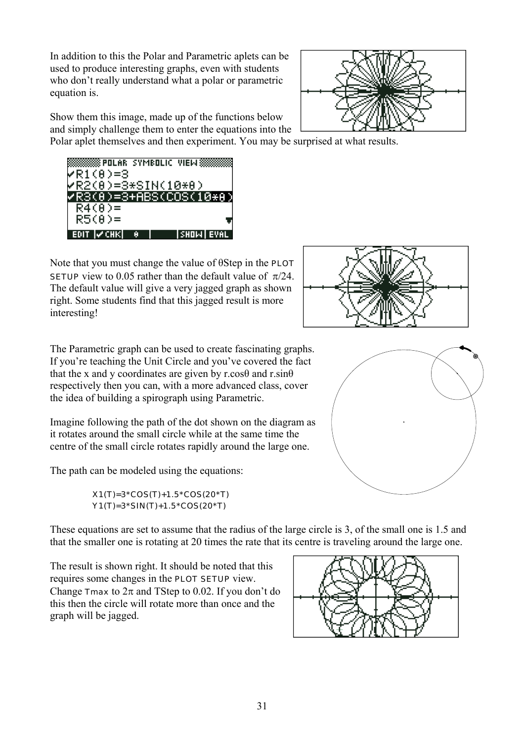In addition to this the Polar and Parametric aplets can be used to produce interesting graphs, even with students who don't really understand what a polar or parametric equation is.

Show them this image, made up of the functions below and simply challenge them to enter the equations into the Polar aplet themselves and then experiment. You may be surprised at what results.

Note that you must change the value of θStep in the PLOT SETUP view to 0.05 rather than the default value of $\pi/24$. The default value will give a very jagged graph as shown right. Some students find that this jagged result is more interesting!

The Parametric graph can be used to create fascinating graphs. If you're teaching the Unit Circle and you've covered the fact that the x and y coordinates are given by r.cosθ and r.sinθ respectively then you can, with a more advanced class, cover the idea of building a spirograph using Parametric.

Imagine following the path of the dot shown on the diagram as it rotates around the small circle while at the same time the centre of the small circle rotates rapidly around the large one.

The path can be modeled using the equations:

```
X1(T)=3*COS(T)+1.5*COS(20*T)
Y1(T)=3*SIN(T)+1.5*COS(20*T)
```

These equations are set to assume that the radius of the large circle is 3, of the small one is 1.5 and that the smaller one is rotating at 20 times the rate that its centre is traveling around the large one.

The result is shown right. It should be noted that this requires some changes in the PLOT SETUP view. Change Tmax to $2\pi$ and TStep to 0.02. If you don't do this then the circle will rotate more than once and the graph will be jagged.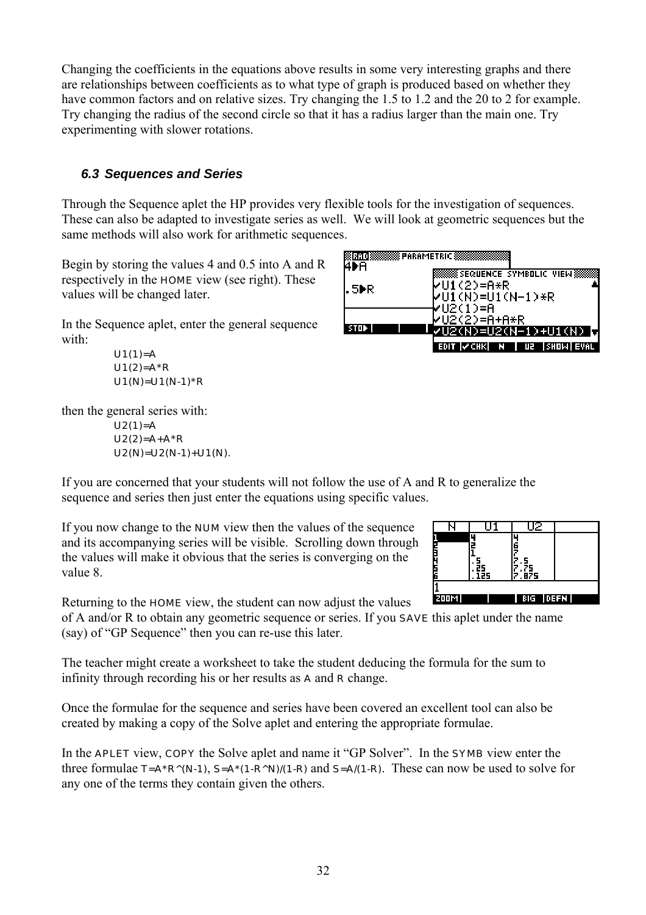Changing the coefficients in the equations above results in some very interesting graphs and there are relationships between coefficients as to what type of graph is produced based on whether they have common factors and on relative sizes. Try changing the 1.5 to 1.2 and the 20 to 2 for example. Try changing the radius of the second circle so that it has a radius larger than the main one. Try experimenting with slower rotations.

### *6.3 Sequences and Series*

Through the Sequence aplet the HP provides very flexible tools for the investigation of sequences. These can also be adapted to investigate series as well. We will look at geometric sequences but the same methods will also work for arithmetic sequences.

Begin by storing the values 4 and 0.5 into A and R respectively in the HOME view (see right). These values will be changed later.

In the Sequence aplet, enter the general sequence with:

```
U1(1)=A
U1(2)=A*R
U1(N)=U1(N-1)*R
```

then the general series with:

```
U2(1)=A
U2(2)=A+A*R
U2(N)=U2(N-1)+U1(N).
```

If you are concerned that your students will not follow the use of A and R to generalize the sequence and series then just enter the equations using specific values.

If you now change to the NUM view then the values of the sequence and its accompanying series will be visible. Scrolling down through the values will make it obvious that the series is converging on the value 8.

Returning to the HOME view, the student can now adjust the values of A and/or R to obtain any geometric sequence or series. If you SAVE this aplet under the name (say) of "GP Sequence" then you can re-use this later.

The teacher might create a worksheet to take the student deducing the formula for the sum to infinity through recording his or her results as A and R change.

Once the formulae for the sequence and series have been covered an excellent tool can also be created by making a copy of the Solve aplet and entering the appropriate formulae.

In the APLET view, COPY the Solve aplet and name it "GP Solver". In the SYMB view enter the three formulae T=A*R^(N-1), S=A*(1-R^N)/(1-R) and S=A/(1-R). These can now be used to solve for any one of the terms they contain given the others.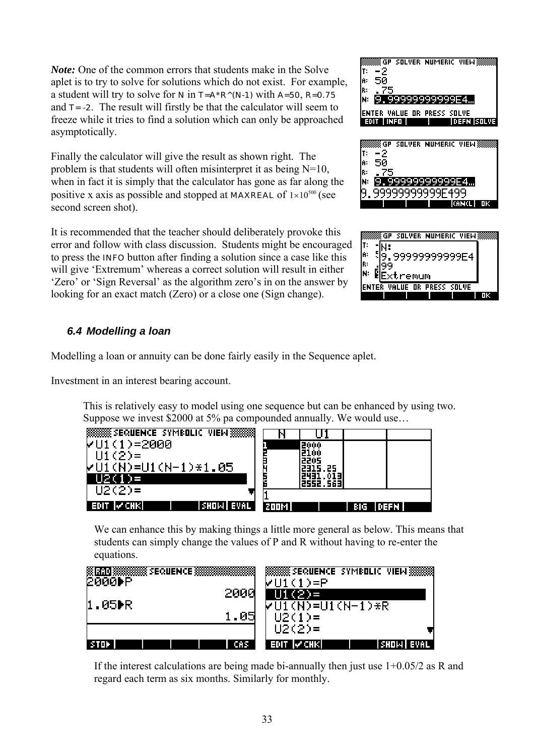*Note:* One of the common errors that students make in the Solve aplet is to try to solve for solutions which do not exist. For example, a student will try to solve for N in T=A*R^(N-1) with A=50, R=0.75 and T=-2. The result will firstly be that the calculator will seem to freeze while it tries to find a solution which can only be approached asymptotically.

Finally the calculator will give the result as shown right. The problem is that students will often misinterpret it as being N=10, when in fact it is simply that the calculator has gone as far along the positive x axis as possible and stopped at MAXREAL of $1 \times 10^{500}$ (see second screen shot).

It is recommended that the teacher should deliberately provoke this error and follow with class discussion. Students might be encouraged to press the INFO button after finding a solution since a case like this will give 'Extremum' whereas a correct solution will result in either 'Zero' or 'Sign Reversal' as the algorithm zero's in on the answer by looking for an exact match (Zero) or a close one (Sign change).

### 6.4 Modelling a loan

Modelling a loan or annuity can be done fairly easily in the Sequence aplet.

Investment in an interest bearing account.

This is relatively easy to model using one sequence but can be enhanced by using two. Suppose we invest $2000 at 5% pa compounded annually. We would use…

We can enhance this by making things a little more general as below. This means that students can simply change the values of P and R without having to re-enter the equations.

If the interest calculations are being made bi-annually then just use 1+0.05/2 as R and regard each term as six months. Similarly for monthly.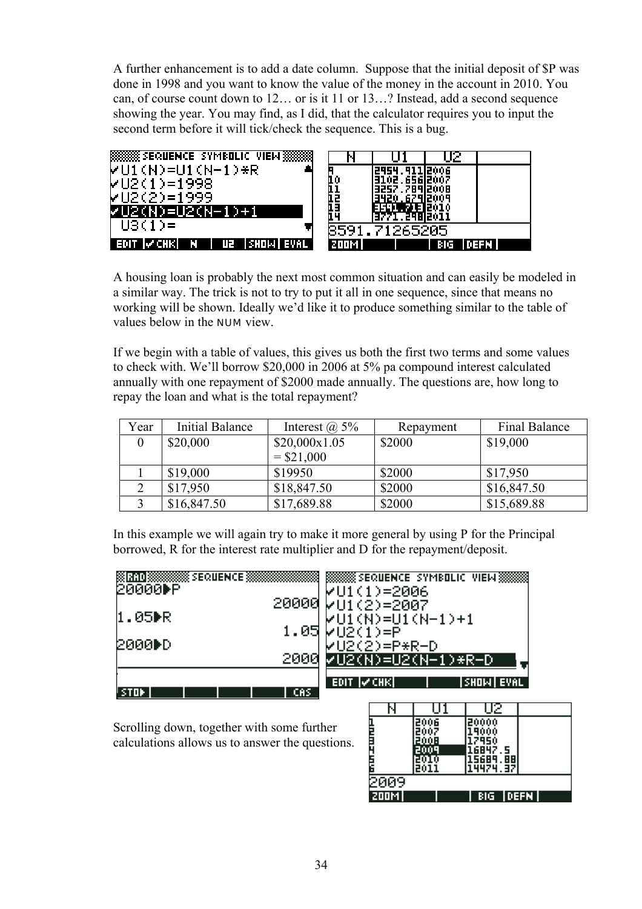A further enhancement is to add a date column. Suppose that the initial deposit of $P was done in 1998 and you want to know the value of the money in the account in 2010. You can, of course count down to 12… or is it 11 or 13…? Instead, add a second sequence showing the year. You may find, as I did, that the calculator requires you to input the second term before it will tick/check the sequence. This is a bug.

A housing loan is probably the next most common situation and can easily be modeled in a similar way. The trick is not to try to put it all in one sequence, since that means no working will be shown. Ideally we'd like it to produce something similar to the table of values below in the NUM view.

If we begin with a table of values, this gives us both the first two terms and some values to check with. We'll borrow $20,000 in 2006 at 5% pa compound interest calculated annually with one repayment of $2000 made annually. The questions are, how long to repay the loan and what is the total repayment?

| Year | Initial Balance | Interest @ 5% | Repayment | Final Balance |
|---|---|---|---|---|
| 0 | $20,000 | $20,000x1.05 = $21,000 | $2000 | $19,000 |
| 1 | $19,000 | $19950 | $2000 | $17,950 |
| 2 | $17,950 | $18,847.50 | $2000 | $16,847.50 |
| 3 | $16,847.50 | $17,689.88 | $2000 | $15,689.88 |

In this example we will again try to make it more general by using P for the Principal borrowed, R for the interest rate multiplier and D for the repayment/deposit.

Scrolling down, together with some further calculations allows us to answer the questions.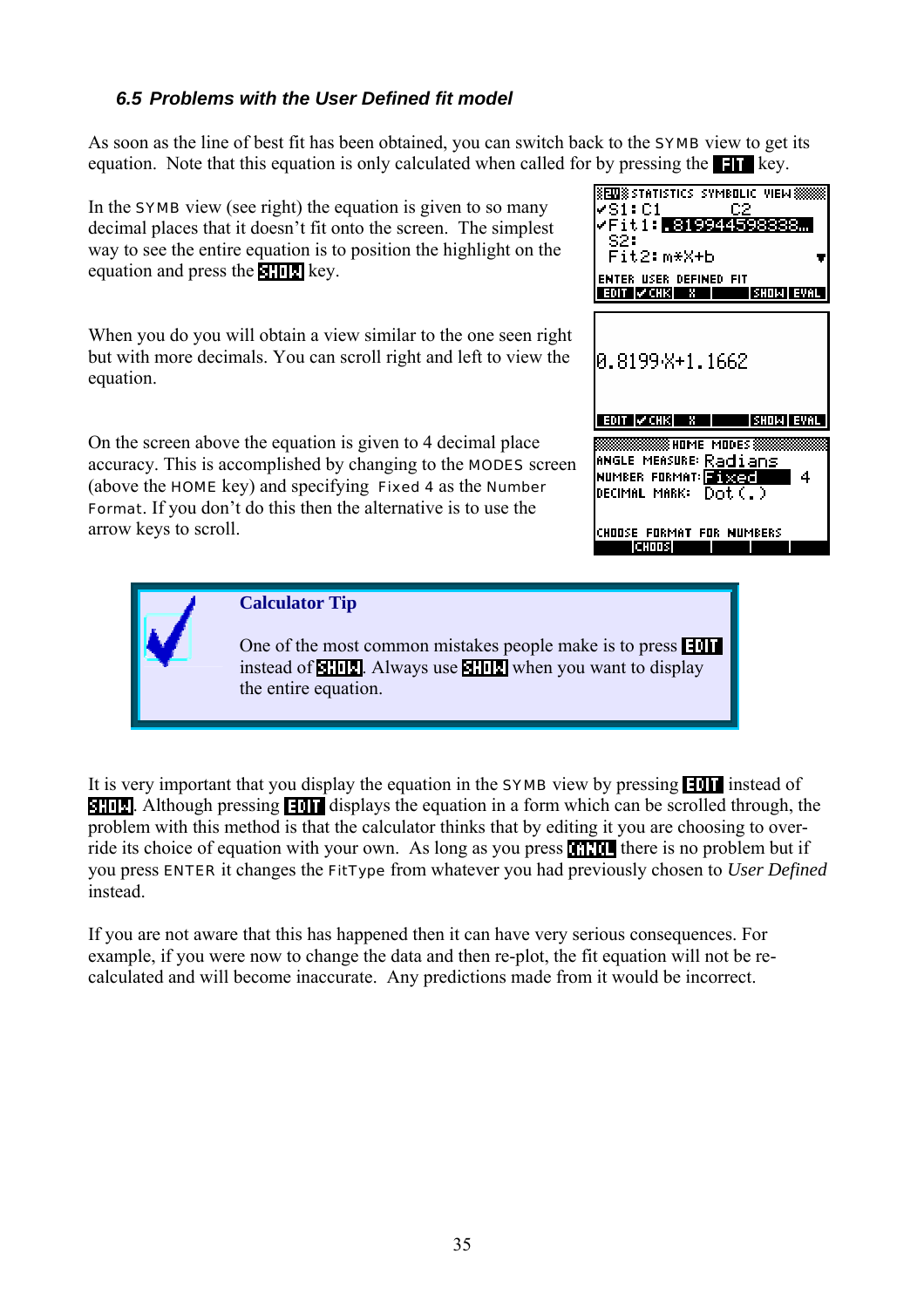### *6.5 Problems with the User Defined fit model*

As soon as the line of best fit has been obtained, you can switch back to the SYMB view to get its equation. Note that this equation is only calculated when called for by pressing the **FIT** key.

In the SYMB view (see right) the equation is given to so many decimal places that it doesn't fit onto the screen. The simplest way to see the entire equation is to position the highlight on the equation and press the **SHOW** key.

When you do you will obtain a view similar to the one seen right but with more decimals. You can scroll right and left to view the equation.

On the screen above the equation is given to 4 decimal place accuracy. This is accomplished by changing to the MODES screen (above the HOME key) and specifying Fixed 4 as the Number Format. If you don't do this then the alternative is to use the arrow keys to scroll.

> **Calculator Tip**
>
> One of the most common mistakes people make is to press **EDIT** instead of **SHOW**. Always use **SHOW** when you want to display the entire equation.

It is very important that you display the equation in the SYMB view by pressing **EDIT** instead of **SHOW**. Although pressing **EDIT** displays the equation in a form which can be scrolled through, the problem with this method is that the calculator thinks that by editing it you are choosing to over-ride its choice of equation with your own. As long as you press **CANCL** there is no problem but if you press ENTER it changes the FitType from whatever you had previously chosen to *User Defined* instead.

If you are not aware that this has happened then it can have very serious consequences. For example, if you were now to change the data and then re-plot, the fit equation will not be re-calculated and will become inaccurate. Any predictions made from it would be incorrect.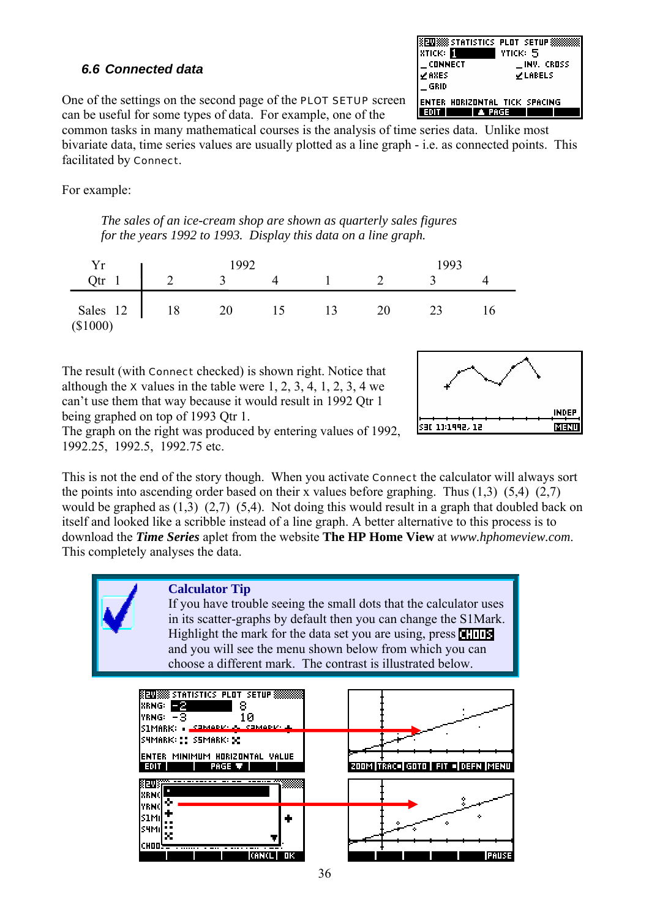### *6.6 Connected data*

One of the settings on the second page of the PLOT SETUP screen can be useful for some types of data. For example, one of the common tasks in many mathematical courses is the analysis of time series data. Unlike most bivariate data, time series values are usually plotted as a line graph - i.e. as connected points. This facilitated by Connect.

For example:

> *The sales of an ice-cream shop are shown as quarterly sales figures for the years 1992 to 1993. Display this data on a line graph.*

| Yr | 1992 | | | | 1993 | | | |
|---|---|---|---|---|---|---|---|---|
| Qtr | 1 | 2 | 3 | 4 | 1 | 2 | 3 | 4 |
| Sales ($1000) | 12 | 18 | 20 | 15 | 13 | 20 | 23 | 16 |

The result (with Connect checked) is shown right. Notice that although the X values in the table were 1, 2, 3, 4, 1, 2, 3, 4 we can't use them that way because it would result in 1992 Qtr 1 being graphed on top of 1993 Qtr 1.
The graph on the right was produced by entering values of 1992, 1992.25, 1992.5, 1992.75 etc.

This is not the end of the story though. When you activate Connect the calculator will always sort the points into ascending order based on their x values before graphing. Thus (1,3) (5,4) (2,7) would be graphed as (1,3) (2,7) (5,4). Not doing this would result in a graph that doubled back on itself and looked like a scribble instead of a line graph. A better alternative to this process is to download the ***Time Series*** aplet from the website **The HP Home View** at *www.hphomeview.com*. This completely analyses the data.

> **Calculator Tip**
> If you have trouble seeing the small dots that the calculator uses in its scatter-graphs by default then you can change the S1Mark. Highlight the mark for the data set you are using, press CHOOS and you will see the menu shown below from which you can choose a different mark. The contrast is illustrated below.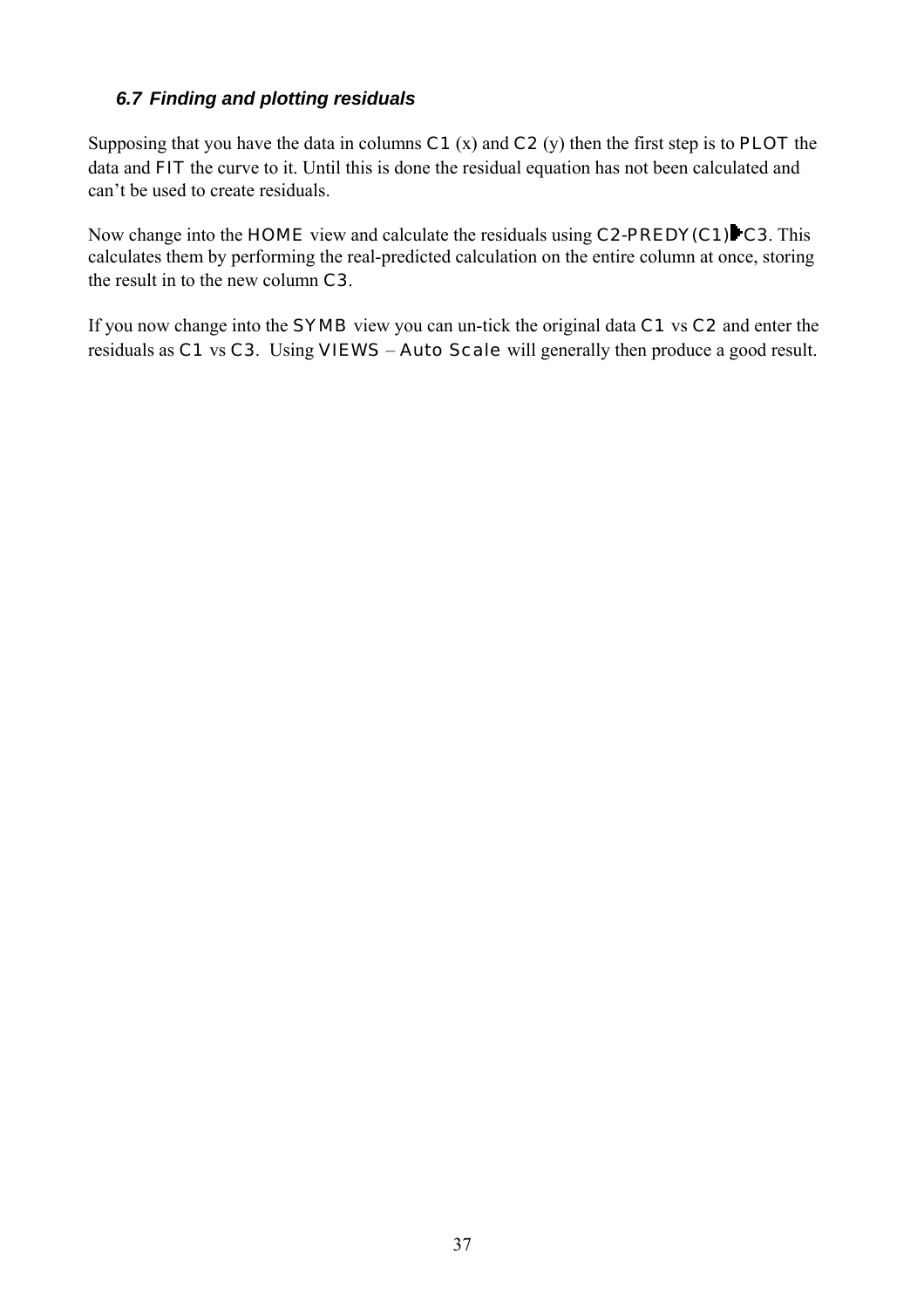### *6.7 Finding and plotting residuals*

Supposing that you have the data in columns C1 (x) and C2 (y) then the first step is to PLOT the data and FIT the curve to it. Until this is done the residual equation has not been calculated and can't be used to create residuals.

Now change into the HOME view and calculate the residuals using C2-PREDY(C1)▶C3. This calculates them by performing the real-predicted calculation on the entire column at once, storing the result in to the new column C3.

If you now change into the SYMB view you can un-tick the original data C1 vs C2 and enter the residuals as C1 vs C3. Using VIEWS – Auto Scale will generally then produce a good result.